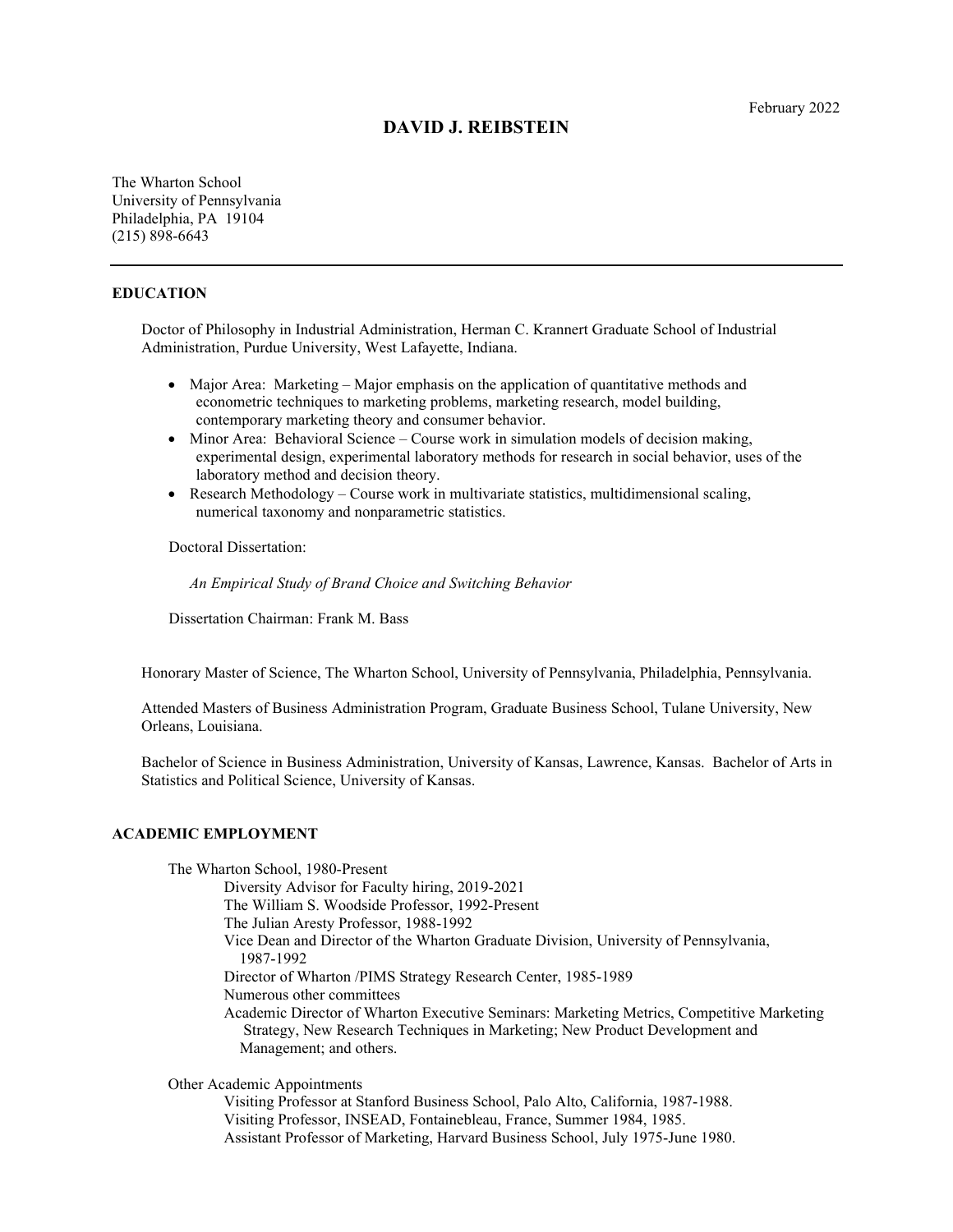February 2022

# DAVID J. REIBSTEIN

The Wharton School
University of Pennsylvania
Philadelphia, PA 19104
(215) 898-6643

---

## EDUCATION

Doctor of Philosophy in Industrial Administration, Herman C. Krannert Graduate School of Industrial Administration, Purdue University, West Lafayette, Indiana.

- Major Area: Marketing – Major emphasis on the application of quantitative methods and econometric techniques to marketing problems, marketing research, model building, contemporary marketing theory and consumer behavior.
- Minor Area: Behavioral Science – Course work in simulation models of decision making, experimental design, experimental laboratory methods for research in social behavior, uses of the laboratory method and decision theory.
- Research Methodology – Course work in multivariate statistics, multidimensional scaling, numerical taxonomy and nonparametric statistics.

Doctoral Dissertation:

*An Empirical Study of Brand Choice and Switching Behavior*

Dissertation Chairman: Frank M. Bass

Honorary Master of Science, The Wharton School, University of Pennsylvania, Philadelphia, Pennsylvania.

Attended Masters of Business Administration Program, Graduate Business School, Tulane University, New Orleans, Louisiana.

Bachelor of Science in Business Administration, University of Kansas, Lawrence, Kansas. Bachelor of Arts in Statistics and Political Science, University of Kansas.

## ACADEMIC EMPLOYMENT

The Wharton School, 1980-Present

- Diversity Advisor for Faculty hiring, 2019-2021
- The William S. Woodside Professor, 1992-Present
- The Julian Aresty Professor, 1988-1992
- Vice Dean and Director of the Wharton Graduate Division, University of Pennsylvania, 1987-1992
- Director of Wharton /PIMS Strategy Research Center, 1985-1989
- Numerous other committees
- Academic Director of Wharton Executive Seminars: Marketing Metrics, Competitive Marketing Strategy, New Research Techniques in Marketing; New Product Development and Management; and others.

Other Academic Appointments

- Visiting Professor at Stanford Business School, Palo Alto, California, 1987-1988.
- Visiting Professor, INSEAD, Fontainebleau, France, Summer 1984, 1985.
- Assistant Professor of Marketing, Harvard Business School, July 1975-June 1980.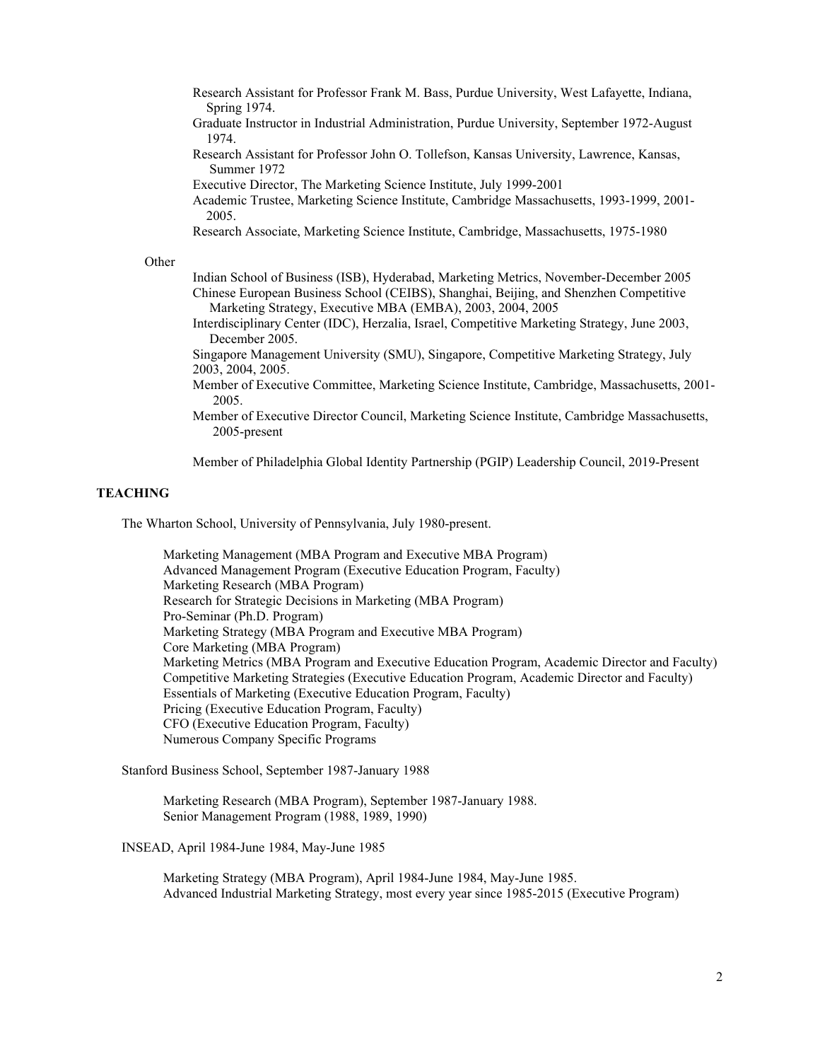Research Assistant for Professor Frank M. Bass, Purdue University, West Lafayette, Indiana, Spring 1974.

Graduate Instructor in Industrial Administration, Purdue University, September 1972-August 1974.

Research Assistant for Professor John O. Tollefson, Kansas University, Lawrence, Kansas, Summer 1972

Executive Director, The Marketing Science Institute, July 1999-2001

Academic Trustee, Marketing Science Institute, Cambridge Massachusetts, 1993-1999, 2001-2005.

Research Associate, Marketing Science Institute, Cambridge, Massachusetts, 1975-1980

Other

Indian School of Business (ISB), Hyderabad, Marketing Metrics, November-December 2005

Chinese European Business School (CEIBS), Shanghai, Beijing, and Shenzhen Competitive Marketing Strategy, Executive MBA (EMBA), 2003, 2004, 2005

Interdisciplinary Center (IDC), Herzalia, Israel, Competitive Marketing Strategy, June 2003, December 2005.

Singapore Management University (SMU), Singapore, Competitive Marketing Strategy, July 2003, 2004, 2005.

Member of Executive Committee, Marketing Science Institute, Cambridge, Massachusetts, 2001-2005.

Member of Executive Director Council, Marketing Science Institute, Cambridge Massachusetts, 2005-present

Member of Philadelphia Global Identity Partnership (PGIP) Leadership Council, 2019-Present

## TEACHING

The Wharton School, University of Pennsylvania, July 1980-present.

- Marketing Management (MBA Program and Executive MBA Program)
- Advanced Management Program (Executive Education Program, Faculty)
- Marketing Research (MBA Program)
- Research for Strategic Decisions in Marketing (MBA Program)
- Pro-Seminar (Ph.D. Program)
- Marketing Strategy (MBA Program and Executive MBA Program)
- Core Marketing (MBA Program)
- Marketing Metrics (MBA Program and Executive Education Program, Academic Director and Faculty)
- Competitive Marketing Strategies (Executive Education Program, Academic Director and Faculty)
- Essentials of Marketing (Executive Education Program, Faculty)
- Pricing (Executive Education Program, Faculty)
- CFO (Executive Education Program, Faculty)
- Numerous Company Specific Programs

Stanford Business School, September 1987-January 1988

- Marketing Research (MBA Program), September 1987-January 1988.
- Senior Management Program (1988, 1989, 1990)

INSEAD, April 1984-June 1984, May-June 1985

- Marketing Strategy (MBA Program), April 1984-June 1984, May-June 1985.
- Advanced Industrial Marketing Strategy, most every year since 1985-2015 (Executive Program)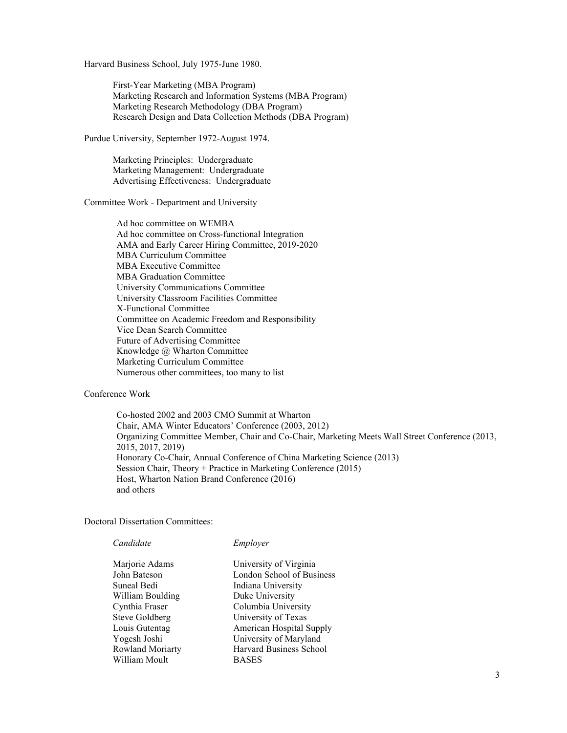Harvard Business School, July 1975-June 1980.

First-Year Marketing (MBA Program)
Marketing Research and Information Systems (MBA Program)
Marketing Research Methodology (DBA Program)
Research Design and Data Collection Methods (DBA Program)

Purdue University, September 1972-August 1974.

Marketing Principles: Undergraduate
Marketing Management: Undergraduate
Advertising Effectiveness: Undergraduate

Committee Work - Department and University

Ad hoc committee on WEMBA
Ad hoc committee on Cross-functional Integration
AMA and Early Career Hiring Committee, 2019-2020
MBA Curriculum Committee
MBA Executive Committee
MBA Graduation Committee
University Communications Committee
University Classroom Facilities Committee
X-Functional Committee
Committee on Academic Freedom and Responsibility
Vice Dean Search Committee
Future of Advertising Committee
Knowledge @ Wharton Committee
Marketing Curriculum Committee
Numerous other committees, too many to list

Conference Work

Co-hosted 2002 and 2003 CMO Summit at Wharton
Chair, AMA Winter Educators' Conference (2003, 2012)
Organizing Committee Member, Chair and Co-Chair, Marketing Meets Wall Street Conference (2013, 2015, 2017, 2019)
Honorary Co-Chair, Annual Conference of China Marketing Science (2013)
Session Chair, Theory + Practice in Marketing Conference (2015)
Host, Wharton Nation Brand Conference (2016)
and others

Doctoral Dissertation Committees:

| *Candidate* | *Employer* |
|---|---|
| Marjorie Adams | University of Virginia |
| John Bateson | London School of Business |
| Suneal Bedi | Indiana University |
| William Boulding | Duke University |
| Cynthia Fraser | Columbia University |
| Steve Goldberg | University of Texas |
| Louis Gutentag | American Hospital Supply |
| Yogesh Joshi | University of Maryland |
| Rowland Moriarty | Harvard Business School |
| William Moult | BASES |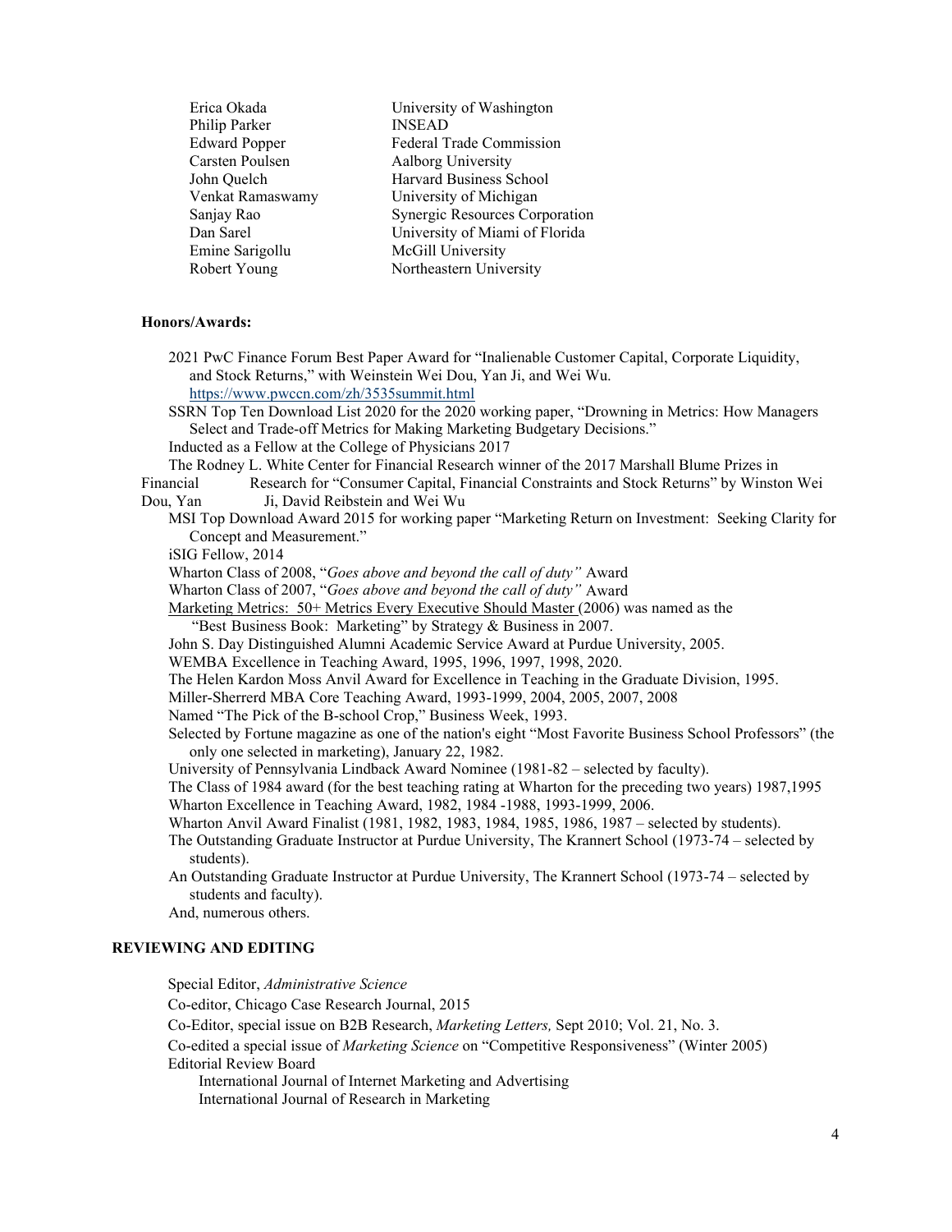| | |
|---|---|
| Erica Okada | University of Washington |
| Philip Parker | INSEAD |
| Edward Popper | Federal Trade Commission |
| Carsten Poulsen | Aalborg University |
| John Quelch | Harvard Business School |
| Venkat Ramaswamy | University of Michigan |
| Sanjay Rao | Synergic Resources Corporation |
| Dan Sarel | University of Miami of Florida |
| Emine Sarigollu | McGill University |
| Robert Young | Northeastern University |

**Honors/Awards:**

2021 PwC Finance Forum Best Paper Award for "Inalienable Customer Capital, Corporate Liquidity, and Stock Returns," with Weinstein Wei Dou, Yan Ji, and Wei Wu. https://www.pwccn.com/zh/3535summit.html

SSRN Top Ten Download List 2020 for the 2020 working paper, "Drowning in Metrics: How Managers Select and Trade-off Metrics for Making Marketing Budgetary Decisions."

Inducted as a Fellow at the College of Physicians 2017

The Rodney L. White Center for Financial Research winner of the 2017 Marshall Blume Prizes in Financial Research for "Consumer Capital, Financial Constraints and Stock Returns" by Winston Wei Dou, Yan Ji, David Reibstein and Wei Wu

MSI Top Download Award 2015 for working paper "Marketing Return on Investment: Seeking Clarity for Concept and Measurement."

iSIG Fellow, 2014

Wharton Class of 2008, "*Goes above and beyond the call of duty"* Award

Wharton Class of 2007, "*Goes above and beyond the call of duty"* Award

Marketing Metrics: 50+ Metrics Every Executive Should Master (2006) was named as the "Best Business Book: Marketing" by Strategy & Business in 2007.

John S. Day Distinguished Alumni Academic Service Award at Purdue University, 2005.

WEMBA Excellence in Teaching Award, 1995, 1996, 1997, 1998, 2020.

The Helen Kardon Moss Anvil Award for Excellence in Teaching in the Graduate Division, 1995.

Miller-Sherrerd MBA Core Teaching Award, 1993-1999, 2004, 2005, 2007, 2008

Named "The Pick of the B-school Crop," Business Week, 1993.

Selected by Fortune magazine as one of the nation's eight "Most Favorite Business School Professors" (the only one selected in marketing), January 22, 1982.

University of Pennsylvania Lindback Award Nominee (1981-82 – selected by faculty).

The Class of 1984 award (for the best teaching rating at Wharton for the preceding two years) 1987,1995

Wharton Excellence in Teaching Award, 1982, 1984 -1988, 1993-1999, 2006.

Wharton Anvil Award Finalist (1981, 1982, 1983, 1984, 1985, 1986, 1987 – selected by students).

The Outstanding Graduate Instructor at Purdue University, The Krannert School (1973-74 – selected by students).

An Outstanding Graduate Instructor at Purdue University, The Krannert School (1973-74 – selected by students and faculty).

And, numerous others.

## REVIEWING AND EDITING

Special Editor, *Administrative Science*

Co-editor, Chicago Case Research Journal, 2015

Co-Editor, special issue on B2B Research, *Marketing Letters,* Sept 2010; Vol. 21, No. 3.

Co-edited a special issue of *Marketing Science* on "Competitive Responsiveness" (Winter 2005)

Editorial Review Board

- International Journal of Internet Marketing and Advertising
- International Journal of Research in Marketing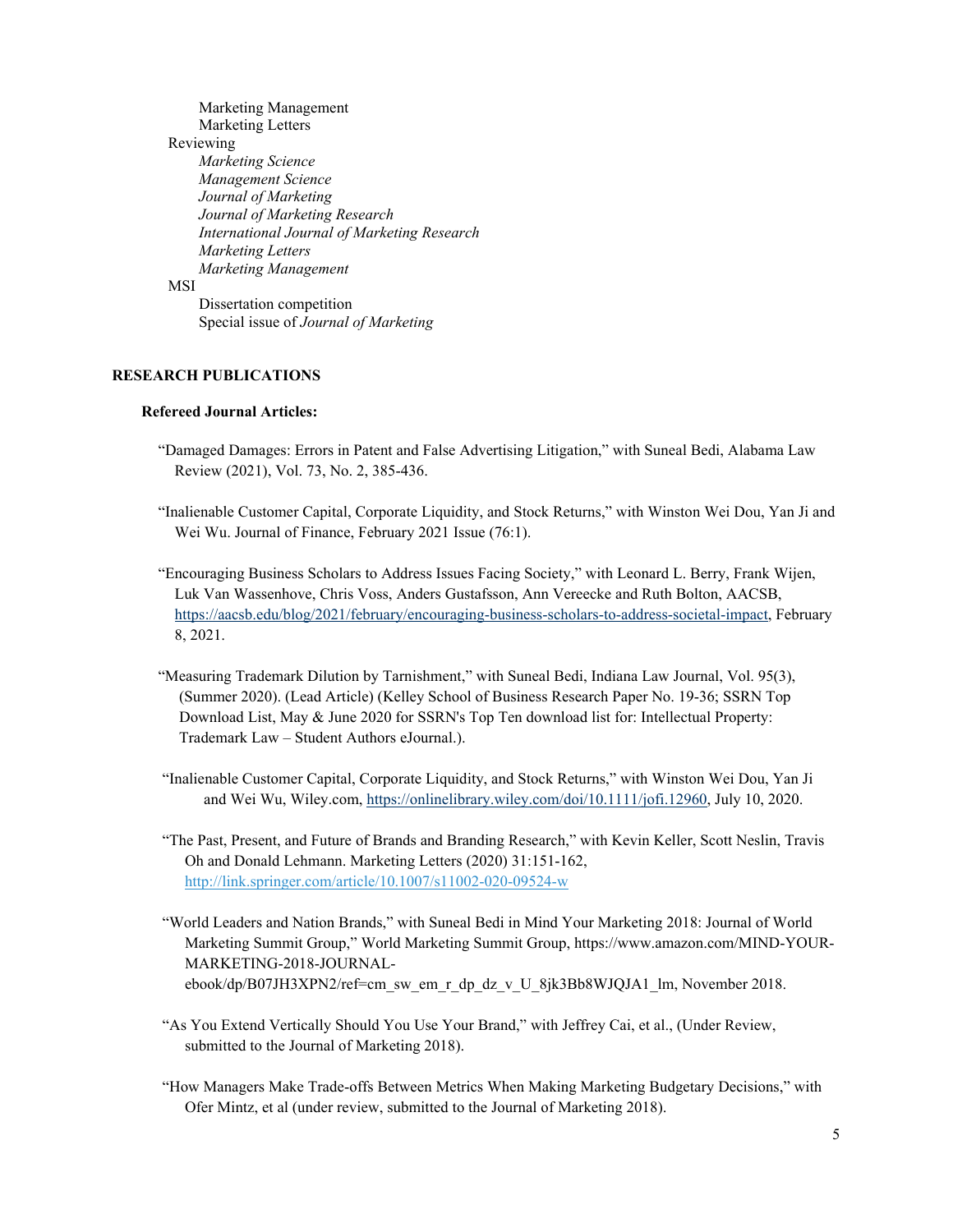Marketing Management
Marketing Letters

Reviewing

*Marketing Science*
*Management Science*
*Journal of Marketing*
*Journal of Marketing Research*
*International Journal of Marketing Research*
*Marketing Letters*
*Marketing Management*

MSI

Dissertation competition
Special issue of *Journal of Marketing*

## RESEARCH PUBLICATIONS

### Refereed Journal Articles:

"Damaged Damages: Errors in Patent and False Advertising Litigation," with Suneal Bedi, Alabama Law Review (2021), Vol. 73, No. 2, 385-436.

"Inalienable Customer Capital, Corporate Liquidity, and Stock Returns," with Winston Wei Dou, Yan Ji and Wei Wu. Journal of Finance, February 2021 Issue (76:1).

"Encouraging Business Scholars to Address Issues Facing Society," with Leonard L. Berry, Frank Wijen, Luk Van Wassenhove, Chris Voss, Anders Gustafsson, Ann Vereecke and Ruth Bolton, AACSB, https://aacsb.edu/blog/2021/february/encouraging-business-scholars-to-address-societal-impact, February 8, 2021.

"Measuring Trademark Dilution by Tarnishment," with Suneal Bedi, Indiana Law Journal, Vol. 95(3), (Summer 2020). (Lead Article) (Kelley School of Business Research Paper No. 19-36; SSRN Top Download List, May & June 2020 for SSRN's Top Ten download list for: Intellectual Property: Trademark Law – Student Authors eJournal.).

"Inalienable Customer Capital, Corporate Liquidity, and Stock Returns," with Winston Wei Dou, Yan Ji and Wei Wu, Wiley.com, https://onlinelibrary.wiley.com/doi/10.1111/jofi.12960, July 10, 2020.

"The Past, Present, and Future of Brands and Branding Research," with Kevin Keller, Scott Neslin, Travis Oh and Donald Lehmann. Marketing Letters (2020) 31:151-162, http://link.springer.com/article/10.1007/s11002-020-09524-w

"World Leaders and Nation Brands," with Suneal Bedi in Mind Your Marketing 2018: Journal of World Marketing Summit Group," World Marketing Summit Group, https://www.amazon.com/MIND-YOUR-MARKETING-2018-JOURNAL-ebook/dp/B07JH3XPN2/ref=cm_sw_em_r_dp_dz_v_U_8jk3Bb8WJQJA1_lm, November 2018.

"As You Extend Vertically Should You Use Your Brand," with Jeffrey Cai, et al., (Under Review, submitted to the Journal of Marketing 2018).

"How Managers Make Trade-offs Between Metrics When Making Marketing Budgetary Decisions," with Ofer Mintz, et al (under review, submitted to the Journal of Marketing 2018).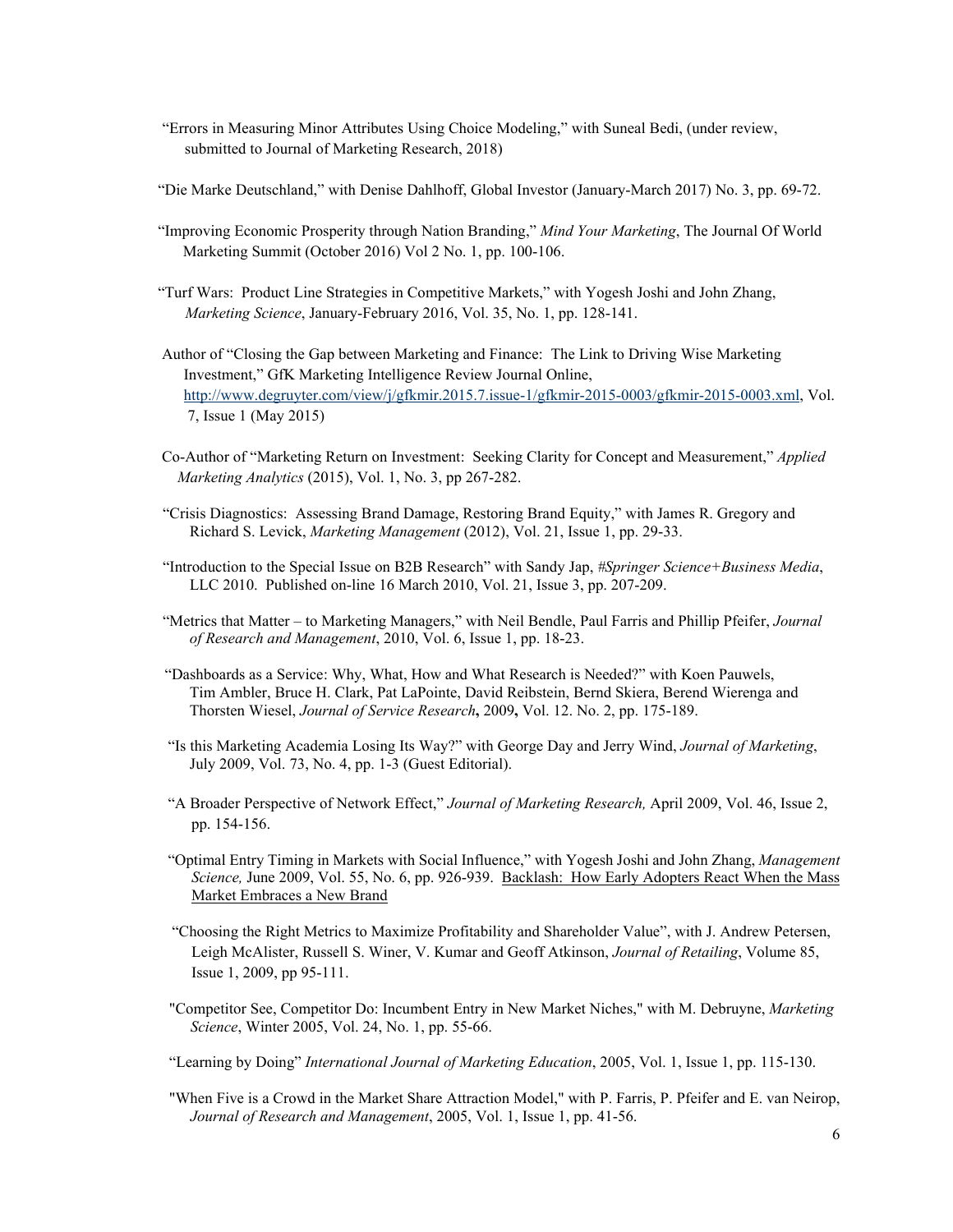"Errors in Measuring Minor Attributes Using Choice Modeling," with Suneal Bedi, (under review, submitted to Journal of Marketing Research, 2018)

"Die Marke Deutschland," with Denise Dahlhoff, Global Investor (January-March 2017) No. 3, pp. 69-72.

"Improving Economic Prosperity through Nation Branding," *Mind Your Marketing*, The Journal Of World Marketing Summit (October 2016) Vol 2 No. 1, pp. 100-106.

"Turf Wars: Product Line Strategies in Competitive Markets," with Yogesh Joshi and John Zhang, *Marketing Science*, January-February 2016, Vol. 35, No. 1, pp. 128-141.

Author of "Closing the Gap between Marketing and Finance: The Link to Driving Wise Marketing Investment," GfK Marketing Intelligence Review Journal Online, http://www.degruyter.com/view/j/gfkmir.2015.7.issue-1/gfkmir-2015-0003/gfkmir-2015-0003.xml, Vol. 7, Issue 1 (May 2015)

Co-Author of "Marketing Return on Investment: Seeking Clarity for Concept and Measurement," *Applied Marketing Analytics* (2015), Vol. 1, No. 3, pp 267-282.

"Crisis Diagnostics: Assessing Brand Damage, Restoring Brand Equity," with James R. Gregory and Richard S. Levick, *Marketing Management* (2012), Vol. 21, Issue 1, pp. 29-33.

"Introduction to the Special Issue on B2B Research" with Sandy Jap, *#Springer Science+Business Media*, LLC 2010. Published on-line 16 March 2010, Vol. 21, Issue 3, pp. 207-209.

"Metrics that Matter – to Marketing Managers," with Neil Bendle, Paul Farris and Phillip Pfeifer, *Journal of Research and Management*, 2010, Vol. 6, Issue 1, pp. 18-23.

"Dashboards as a Service: Why, What, How and What Research is Needed?" with Koen Pauwels, Tim Ambler, Bruce H. Clark, Pat LaPointe, David Reibstein, Bernd Skiera, Berend Wierenga and Thorsten Wiesel, *Journal of Service Research*, 2009, Vol. 12. No. 2, pp. 175-189.

"Is this Marketing Academia Losing Its Way?" with George Day and Jerry Wind, *Journal of Marketing*, July 2009, Vol. 73, No. 4, pp. 1-3 (Guest Editorial).

"A Broader Perspective of Network Effect," *Journal of Marketing Research,* April 2009, Vol. 46, Issue 2, pp. 154-156.

"Optimal Entry Timing in Markets with Social Influence," with Yogesh Joshi and John Zhang, *Management Science,* June 2009, Vol. 55, No. 6, pp. 926-939. Backlash: How Early Adopters React When the Mass Market Embraces a New Brand

"Choosing the Right Metrics to Maximize Profitability and Shareholder Value", with J. Andrew Petersen, Leigh McAlister, Russell S. Winer, V. Kumar and Geoff Atkinson, *Journal of Retailing*, Volume 85, Issue 1, 2009, pp 95-111.

"Competitor See, Competitor Do: Incumbent Entry in New Market Niches," with M. Debruyne, *Marketing Science*, Winter 2005, Vol. 24, No. 1, pp. 55-66.

"Learning by Doing" *International Journal of Marketing Education*, 2005, Vol. 1, Issue 1, pp. 115-130.

"When Five is a Crowd in the Market Share Attraction Model," with P. Farris, P. Pfeifer and E. van Neirop, *Journal of Research and Management*, 2005, Vol. 1, Issue 1, pp. 41-56.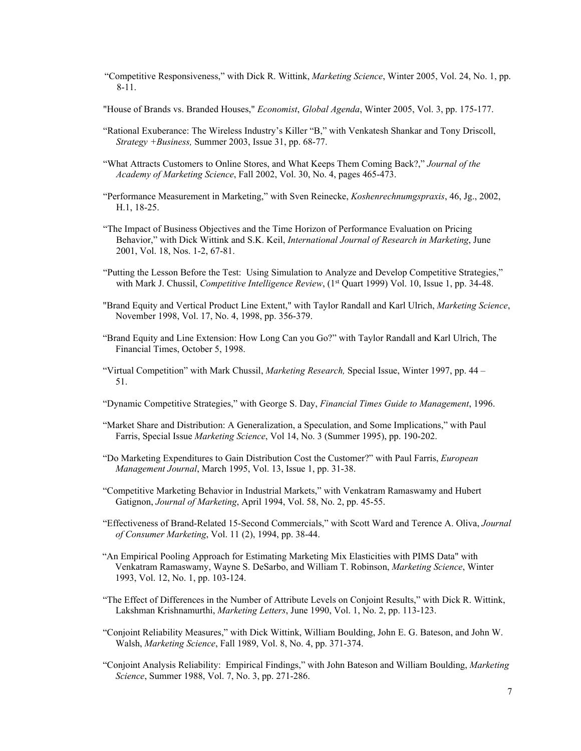"Competitive Responsiveness," with Dick R. Wittink, *Marketing Science*, Winter 2005, Vol. 24, No. 1, pp. 8-11.

"House of Brands vs. Branded Houses," *Economist*, *Global Agenda*, Winter 2005, Vol. 3, pp. 175-177.

"Rational Exuberance: The Wireless Industry's Killer "B," with Venkatesh Shankar and Tony Driscoll, *Strategy +Business,* Summer 2003, Issue 31, pp. 68-77.

"What Attracts Customers to Online Stores, and What Keeps Them Coming Back?," *Journal of the Academy of Marketing Science*, Fall 2002, Vol. 30, No. 4, pages 465-473.

"Performance Measurement in Marketing," with Sven Reinecke, *Koshenrechnumgspraxis*, 46, Jg., 2002, H.1, 18-25.

"The Impact of Business Objectives and the Time Horizon of Performance Evaluation on Pricing Behavior," with Dick Wittink and S.K. Keil, *International Journal of Research in Marketing*, June 2001, Vol. 18, Nos. 1-2, 67-81.

"Putting the Lesson Before the Test: Using Simulation to Analyze and Develop Competitive Strategies," with Mark J. Chussil, *Competitive Intelligence Review*, (1st Quart 1999) Vol. 10, Issue 1, pp. 34-48.

"Brand Equity and Vertical Product Line Extent," with Taylor Randall and Karl Ulrich, *Marketing Science*, November 1998, Vol. 17, No. 4, 1998, pp. 356-379.

"Brand Equity and Line Extension: How Long Can you Go?" with Taylor Randall and Karl Ulrich, The Financial Times, October 5, 1998.

"Virtual Competition" with Mark Chussil, *Marketing Research,* Special Issue, Winter 1997, pp. 44 – 51.

"Dynamic Competitive Strategies," with George S. Day, *Financial Times Guide to Management*, 1996.

"Market Share and Distribution: A Generalization, a Speculation, and Some Implications," with Paul Farris, Special Issue *Marketing Science*, Vol 14, No. 3 (Summer 1995), pp. 190-202.

"Do Marketing Expenditures to Gain Distribution Cost the Customer?" with Paul Farris, *European Management Journal*, March 1995, Vol. 13, Issue 1, pp. 31-38.

"Competitive Marketing Behavior in Industrial Markets," with Venkatram Ramaswamy and Hubert Gatignon, *Journal of Marketing*, April 1994, Vol. 58, No. 2, pp. 45-55.

"Effectiveness of Brand-Related 15-Second Commercials," with Scott Ward and Terence A. Oliva, *Journal of Consumer Marketing*, Vol. 11 (2), 1994, pp. 38-44.

"An Empirical Pooling Approach for Estimating Marketing Mix Elasticities with PIMS Data" with Venkatram Ramaswamy, Wayne S. DeSarbo, and William T. Robinson, *Marketing Science*, Winter 1993, Vol. 12, No. 1, pp. 103-124.

"The Effect of Differences in the Number of Attribute Levels on Conjoint Results," with Dick R. Wittink, Lakshman Krishnamurthi, *Marketing Letters*, June 1990, Vol. 1, No. 2, pp. 113-123.

"Conjoint Reliability Measures," with Dick Wittink, William Boulding, John E. G. Bateson, and John W. Walsh, *Marketing Science*, Fall 1989, Vol. 8, No. 4, pp. 371-374.

"Conjoint Analysis Reliability: Empirical Findings," with John Bateson and William Boulding, *Marketing Science*, Summer 1988, Vol. 7, No. 3, pp. 271-286.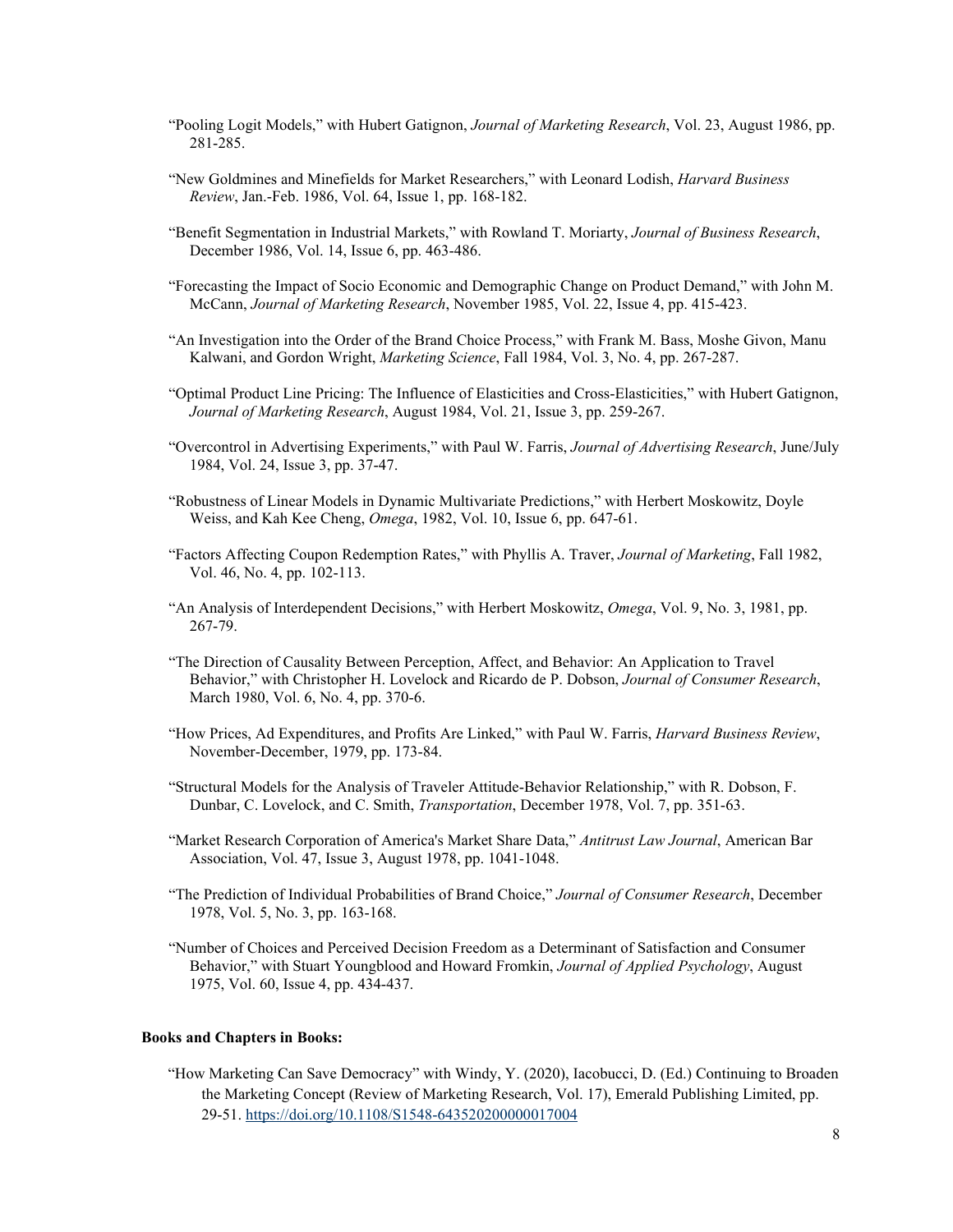"Pooling Logit Models," with Hubert Gatignon, *Journal of Marketing Research*, Vol. 23, August 1986, pp. 281-285.

"New Goldmines and Minefields for Market Researchers," with Leonard Lodish, *Harvard Business Review*, Jan.-Feb. 1986, Vol. 64, Issue 1, pp. 168-182.

"Benefit Segmentation in Industrial Markets," with Rowland T. Moriarty, *Journal of Business Research*, December 1986, Vol. 14, Issue 6, pp. 463-486.

"Forecasting the Impact of Socio Economic and Demographic Change on Product Demand," with John M. McCann, *Journal of Marketing Research*, November 1985, Vol. 22, Issue 4, pp. 415-423.

"An Investigation into the Order of the Brand Choice Process," with Frank M. Bass, Moshe Givon, Manu Kalwani, and Gordon Wright, *Marketing Science*, Fall 1984, Vol. 3, No. 4, pp. 267-287.

"Optimal Product Line Pricing: The Influence of Elasticities and Cross-Elasticities," with Hubert Gatignon, *Journal of Marketing Research*, August 1984, Vol. 21, Issue 3, pp. 259-267.

"Overcontrol in Advertising Experiments," with Paul W. Farris, *Journal of Advertising Research*, June/July 1984, Vol. 24, Issue 3, pp. 37-47.

"Robustness of Linear Models in Dynamic Multivariate Predictions," with Herbert Moskowitz, Doyle Weiss, and Kah Kee Cheng, *Omega*, 1982, Vol. 10, Issue 6, pp. 647-61.

"Factors Affecting Coupon Redemption Rates," with Phyllis A. Traver, *Journal of Marketing*, Fall 1982, Vol. 46, No. 4, pp. 102-113.

"An Analysis of Interdependent Decisions," with Herbert Moskowitz, *Omega*, Vol. 9, No. 3, 1981, pp. 267-79.

"The Direction of Causality Between Perception, Affect, and Behavior: An Application to Travel Behavior," with Christopher H. Lovelock and Ricardo de P. Dobson, *Journal of Consumer Research*, March 1980, Vol. 6, No. 4, pp. 370-6.

"How Prices, Ad Expenditures, and Profits Are Linked," with Paul W. Farris, *Harvard Business Review*, November-December, 1979, pp. 173-84.

"Structural Models for the Analysis of Traveler Attitude-Behavior Relationship," with R. Dobson, F. Dunbar, C. Lovelock, and C. Smith, *Transportation*, December 1978, Vol. 7, pp. 351-63.

"Market Research Corporation of America's Market Share Data," *Antitrust Law Journal*, American Bar Association, Vol. 47, Issue 3, August 1978, pp. 1041-1048.

"The Prediction of Individual Probabilities of Brand Choice," *Journal of Consumer Research*, December 1978, Vol. 5, No. 3, pp. 163-168.

"Number of Choices and Perceived Decision Freedom as a Determinant of Satisfaction and Consumer Behavior," with Stuart Youngblood and Howard Fromkin, *Journal of Applied Psychology*, August 1975, Vol. 60, Issue 4, pp. 434-437.

**Books and Chapters in Books:**

"How Marketing Can Save Democracy" with Windy, Y. (2020), Iacobucci, D. (Ed.) Continuing to Broaden the Marketing Concept (Review of Marketing Research, Vol. 17), Emerald Publishing Limited, pp. 29-51. https://doi.org/10.1108/S1548-643520200000017004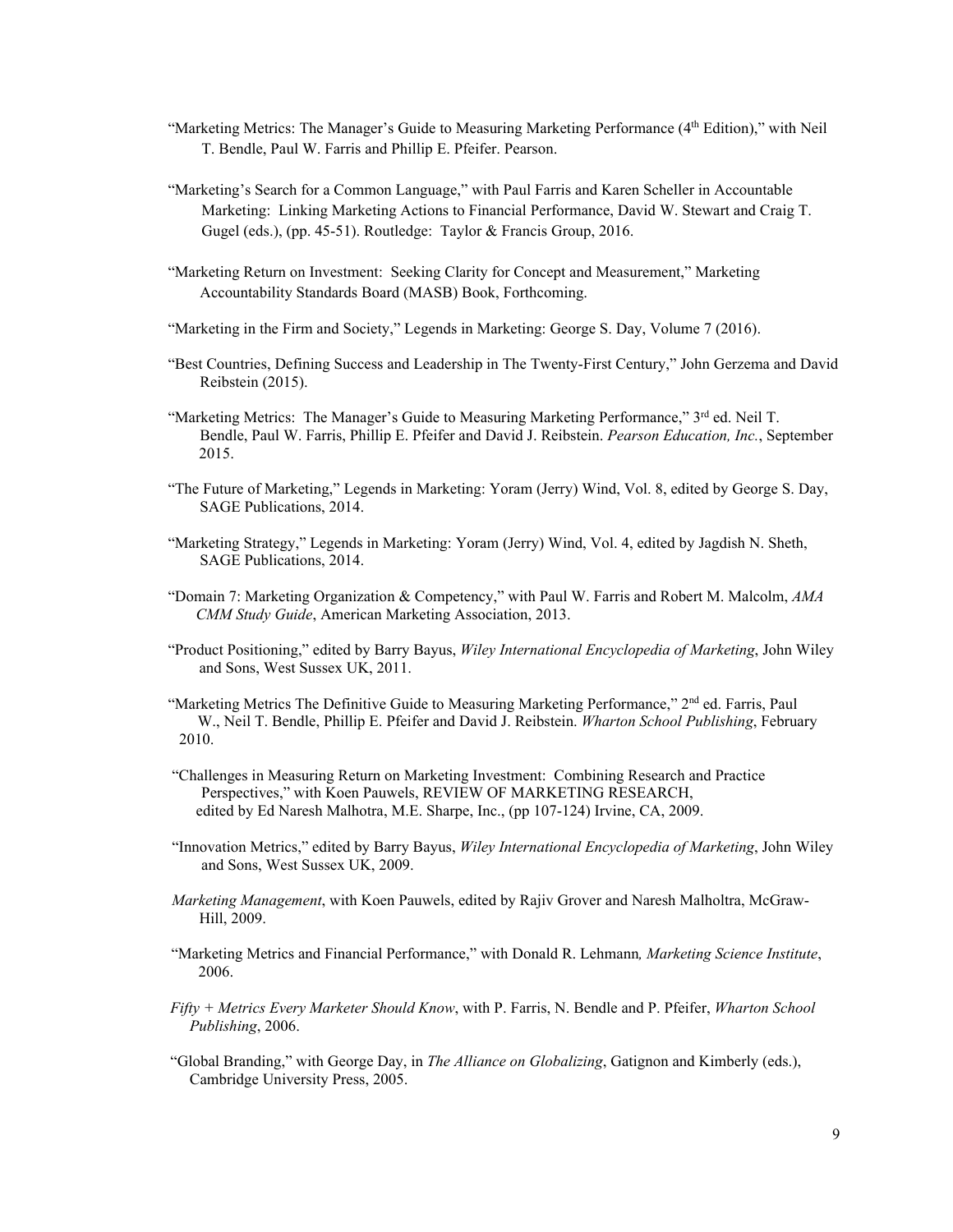"Marketing Metrics: The Manager's Guide to Measuring Marketing Performance (4th Edition)," with Neil T. Bendle, Paul W. Farris and Phillip E. Pfeifer. Pearson.

"Marketing's Search for a Common Language," with Paul Farris and Karen Scheller in Accountable Marketing: Linking Marketing Actions to Financial Performance, David W. Stewart and Craig T. Gugel (eds.), (pp. 45-51). Routledge: Taylor & Francis Group, 2016.

"Marketing Return on Investment: Seeking Clarity for Concept and Measurement," Marketing Accountability Standards Board (MASB) Book, Forthcoming.

"Marketing in the Firm and Society," Legends in Marketing: George S. Day, Volume 7 (2016).

"Best Countries, Defining Success and Leadership in The Twenty-First Century," John Gerzema and David Reibstein (2015).

"Marketing Metrics: The Manager's Guide to Measuring Marketing Performance," 3rd ed. Neil T. Bendle, Paul W. Farris, Phillip E. Pfeifer and David J. Reibstein. *Pearson Education, Inc.*, September 2015.

"The Future of Marketing," Legends in Marketing: Yoram (Jerry) Wind, Vol. 8, edited by George S. Day, SAGE Publications, 2014.

"Marketing Strategy," Legends in Marketing: Yoram (Jerry) Wind, Vol. 4, edited by Jagdish N. Sheth, SAGE Publications, 2014.

"Domain 7: Marketing Organization & Competency," with Paul W. Farris and Robert M. Malcolm, *AMA CMM Study Guide*, American Marketing Association, 2013.

"Product Positioning," edited by Barry Bayus, *Wiley International Encyclopedia of Marketing*, John Wiley and Sons, West Sussex UK, 2011.

"Marketing Metrics The Definitive Guide to Measuring Marketing Performance," 2nd ed. Farris, Paul W., Neil T. Bendle, Phillip E. Pfeifer and David J. Reibstein. *Wharton School Publishing*, February 2010.

"Challenges in Measuring Return on Marketing Investment: Combining Research and Practice Perspectives," with Koen Pauwels, REVIEW OF MARKETING RESEARCH, edited by Ed Naresh Malhotra, M.E. Sharpe, Inc., (pp 107-124) Irvine, CA, 2009.

"Innovation Metrics," edited by Barry Bayus, *Wiley International Encyclopedia of Marketing*, John Wiley and Sons, West Sussex UK, 2009.

*Marketing Management*, with Koen Pauwels, edited by Rajiv Grover and Naresh Malholtra, McGraw-Hill, 2009.

"Marketing Metrics and Financial Performance," with Donald R. Lehmann*, Marketing Science Institute*, 2006.

*Fifty + Metrics Every Marketer Should Know*, with P. Farris, N. Bendle and P. Pfeifer, *Wharton School Publishing*, 2006.

"Global Branding," with George Day, in *The Alliance on Globalizing*, Gatignon and Kimberly (eds.), Cambridge University Press, 2005.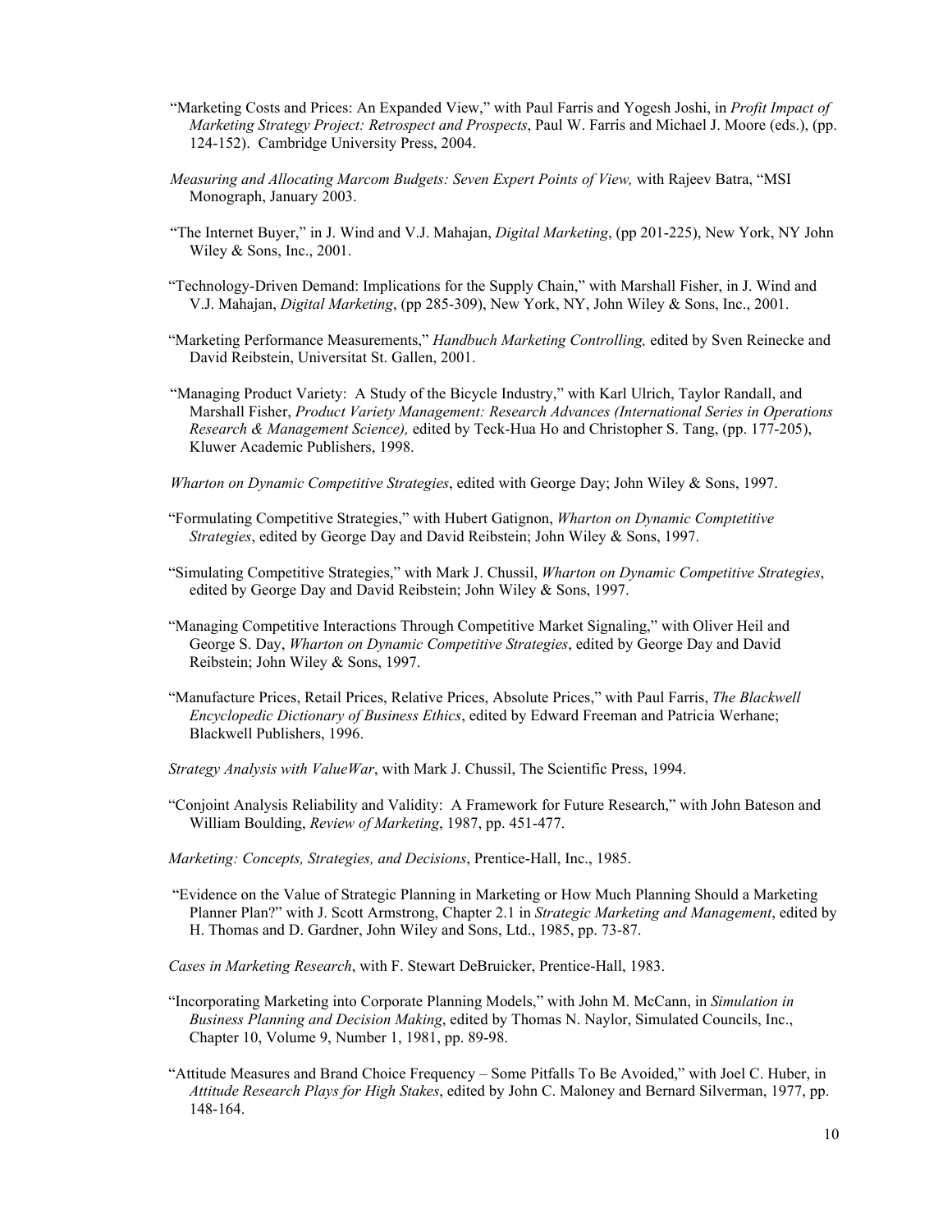"Marketing Costs and Prices: An Expanded View," with Paul Farris and Yogesh Joshi, in *Profit Impact of Marketing Strategy Project: Retrospect and Prospects*, Paul W. Farris and Michael J. Moore (eds.), (pp. 124-152). Cambridge University Press, 2004.

*Measuring and Allocating Marcom Budgets: Seven Expert Points of View,* with Rajeev Batra, "MSI Monograph, January 2003.

"The Internet Buyer," in J. Wind and V.J. Mahajan, *Digital Marketing*, (pp 201-225), New York, NY John Wiley & Sons, Inc., 2001.

"Technology-Driven Demand: Implications for the Supply Chain," with Marshall Fisher, in J. Wind and V.J. Mahajan, *Digital Marketing*, (pp 285-309), New York, NY, John Wiley & Sons, Inc., 2001.

"Marketing Performance Measurements," *Handbuch Marketing Controlling,* edited by Sven Reinecke and David Reibstein, Universitat St. Gallen, 2001.

"Managing Product Variety: A Study of the Bicycle Industry," with Karl Ulrich, Taylor Randall, and Marshall Fisher, *Product Variety Management: Research Advances (International Series in Operations Research & Management Science),* edited by Teck-Hua Ho and Christopher S. Tang, (pp. 177-205), Kluwer Academic Publishers, 1998.

*Wharton on Dynamic Competitive Strategies*, edited with George Day; John Wiley & Sons, 1997.

"Formulating Competitive Strategies," with Hubert Gatignon, *Wharton on Dynamic Comptetitive Strategies*, edited by George Day and David Reibstein; John Wiley & Sons, 1997.

"Simulating Competitive Strategies," with Mark J. Chussil, *Wharton on Dynamic Competitive Strategies*, edited by George Day and David Reibstein; John Wiley & Sons, 1997.

"Managing Competitive Interactions Through Competitive Market Signaling," with Oliver Heil and George S. Day, *Wharton on Dynamic Competitive Strategies*, edited by George Day and David Reibstein; John Wiley & Sons, 1997.

"Manufacture Prices, Retail Prices, Relative Prices, Absolute Prices," with Paul Farris, *The Blackwell Encyclopedic Dictionary of Business Ethics*, edited by Edward Freeman and Patricia Werhane; Blackwell Publishers, 1996.

*Strategy Analysis with ValueWar*, with Mark J. Chussil, The Scientific Press, 1994.

"Conjoint Analysis Reliability and Validity: A Framework for Future Research," with John Bateson and William Boulding, *Review of Marketing*, 1987, pp. 451-477.

*Marketing: Concepts, Strategies, and Decisions*, Prentice-Hall, Inc., 1985.

"Evidence on the Value of Strategic Planning in Marketing or How Much Planning Should a Marketing Planner Plan?" with J. Scott Armstrong, Chapter 2.1 in *Strategic Marketing and Management*, edited by H. Thomas and D. Gardner, John Wiley and Sons, Ltd., 1985, pp. 73-87.

*Cases in Marketing Research*, with F. Stewart DeBruicker, Prentice-Hall, 1983.

"Incorporating Marketing into Corporate Planning Models," with John M. McCann, in *Simulation in Business Planning and Decision Making*, edited by Thomas N. Naylor, Simulated Councils, Inc., Chapter 10, Volume 9, Number 1, 1981, pp. 89-98.

"Attitude Measures and Brand Choice Frequency – Some Pitfalls To Be Avoided," with Joel C. Huber, in *Attitude Research Plays for High Stakes*, edited by John C. Maloney and Bernard Silverman, 1977, pp. 148-164.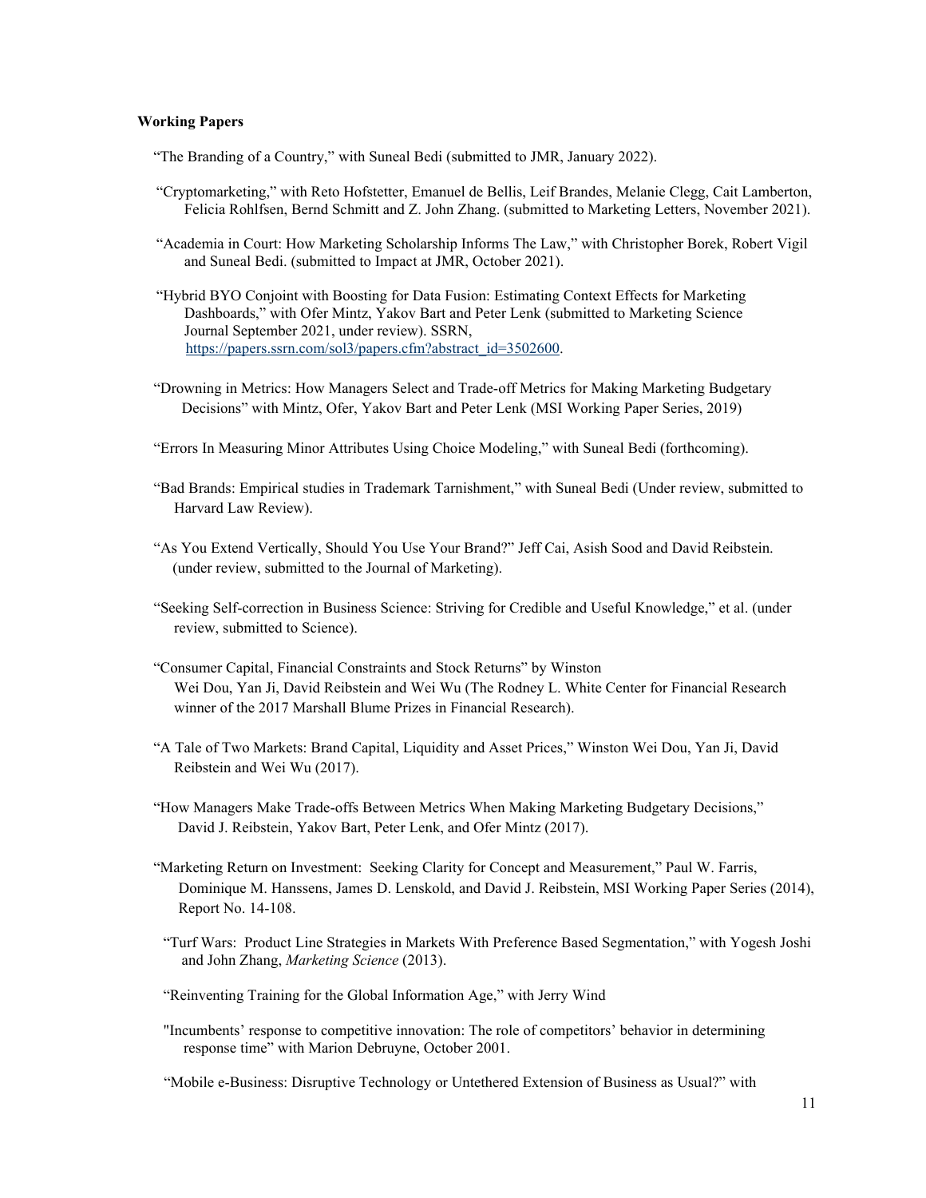**Working Papers**

"The Branding of a Country," with Suneal Bedi (submitted to JMR, January 2022).

"Cryptomarketing," with Reto Hofstetter, Emanuel de Bellis, Leif Brandes, Melanie Clegg, Cait Lamberton, Felicia Rohlfsen, Bernd Schmitt and Z. John Zhang. (submitted to Marketing Letters, November 2021).

"Academia in Court: How Marketing Scholarship Informs The Law," with Christopher Borek, Robert Vigil and Suneal Bedi. (submitted to Impact at JMR, October 2021).

"Hybrid BYO Conjoint with Boosting for Data Fusion: Estimating Context Effects for Marketing Dashboards," with Ofer Mintz, Yakov Bart and Peter Lenk (submitted to Marketing Science Journal September 2021, under review). SSRN, https://papers.ssrn.com/sol3/papers.cfm?abstract_id=3502600.

"Drowning in Metrics: How Managers Select and Trade-off Metrics for Making Marketing Budgetary Decisions" with Mintz, Ofer, Yakov Bart and Peter Lenk (MSI Working Paper Series, 2019)

"Errors In Measuring Minor Attributes Using Choice Modeling," with Suneal Bedi (forthcoming).

"Bad Brands: Empirical studies in Trademark Tarnishment," with Suneal Bedi (Under review, submitted to Harvard Law Review).

"As You Extend Vertically, Should You Use Your Brand?" Jeff Cai, Asish Sood and David Reibstein. (under review, submitted to the Journal of Marketing).

"Seeking Self-correction in Business Science: Striving for Credible and Useful Knowledge," et al. (under review, submitted to Science).

"Consumer Capital, Financial Constraints and Stock Returns" by Winston Wei Dou, Yan Ji, David Reibstein and Wei Wu (The Rodney L. White Center for Financial Research winner of the 2017 Marshall Blume Prizes in Financial Research).

"A Tale of Two Markets: Brand Capital, Liquidity and Asset Prices," Winston Wei Dou, Yan Ji, David Reibstein and Wei Wu (2017).

"How Managers Make Trade-offs Between Metrics When Making Marketing Budgetary Decisions," David J. Reibstein, Yakov Bart, Peter Lenk, and Ofer Mintz (2017).

"Marketing Return on Investment: Seeking Clarity for Concept and Measurement," Paul W. Farris, Dominique M. Hanssens, James D. Lenskold, and David J. Reibstein, MSI Working Paper Series (2014), Report No. 14-108.

"Turf Wars: Product Line Strategies in Markets With Preference Based Segmentation," with Yogesh Joshi and John Zhang, *Marketing Science* (2013).

"Reinventing Training for the Global Information Age," with Jerry Wind

"Incumbents' response to competitive innovation: The role of competitors' behavior in determining response time" with Marion Debruyne, October 2001.

"Mobile e-Business: Disruptive Technology or Untethered Extension of Business as Usual?" with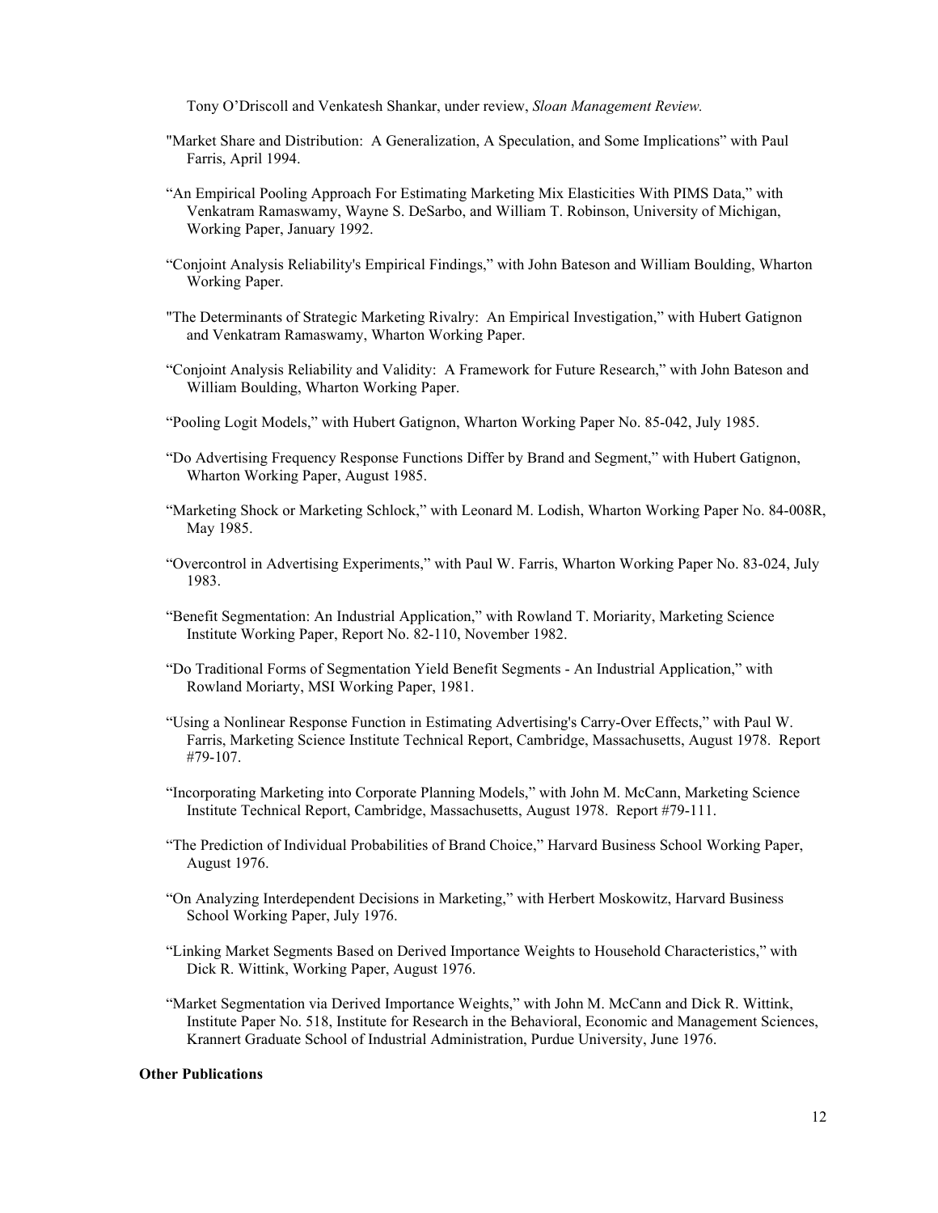Tony O'Driscoll and Venkatesh Shankar, under review, *Sloan Management Review.*

"Market Share and Distribution: A Generalization, A Speculation, and Some Implications" with Paul Farris, April 1994.

"An Empirical Pooling Approach For Estimating Marketing Mix Elasticities With PIMS Data," with Venkatram Ramaswamy, Wayne S. DeSarbo, and William T. Robinson, University of Michigan, Working Paper, January 1992.

"Conjoint Analysis Reliability's Empirical Findings," with John Bateson and William Boulding, Wharton Working Paper.

"The Determinants of Strategic Marketing Rivalry: An Empirical Investigation," with Hubert Gatignon and Venkatram Ramaswamy, Wharton Working Paper.

"Conjoint Analysis Reliability and Validity: A Framework for Future Research," with John Bateson and William Boulding, Wharton Working Paper.

"Pooling Logit Models," with Hubert Gatignon, Wharton Working Paper No. 85-042, July 1985.

"Do Advertising Frequency Response Functions Differ by Brand and Segment," with Hubert Gatignon, Wharton Working Paper, August 1985.

"Marketing Shock or Marketing Schlock," with Leonard M. Lodish, Wharton Working Paper No. 84-008R, May 1985.

"Overcontrol in Advertising Experiments," with Paul W. Farris, Wharton Working Paper No. 83-024, July 1983.

"Benefit Segmentation: An Industrial Application," with Rowland T. Moriarity, Marketing Science Institute Working Paper, Report No. 82-110, November 1982.

"Do Traditional Forms of Segmentation Yield Benefit Segments - An Industrial Application," with Rowland Moriarty, MSI Working Paper, 1981.

"Using a Nonlinear Response Function in Estimating Advertising's Carry-Over Effects," with Paul W. Farris, Marketing Science Institute Technical Report, Cambridge, Massachusetts, August 1978. Report #79-107.

"Incorporating Marketing into Corporate Planning Models," with John M. McCann, Marketing Science Institute Technical Report, Cambridge, Massachusetts, August 1978. Report #79-111.

"The Prediction of Individual Probabilities of Brand Choice," Harvard Business School Working Paper, August 1976.

"On Analyzing Interdependent Decisions in Marketing," with Herbert Moskowitz, Harvard Business School Working Paper, July 1976.

"Linking Market Segments Based on Derived Importance Weights to Household Characteristics," with Dick R. Wittink, Working Paper, August 1976.

"Market Segmentation via Derived Importance Weights," with John M. McCann and Dick R. Wittink, Institute Paper No. 518, Institute for Research in the Behavioral, Economic and Management Sciences, Krannert Graduate School of Industrial Administration, Purdue University, June 1976.

**Other Publications**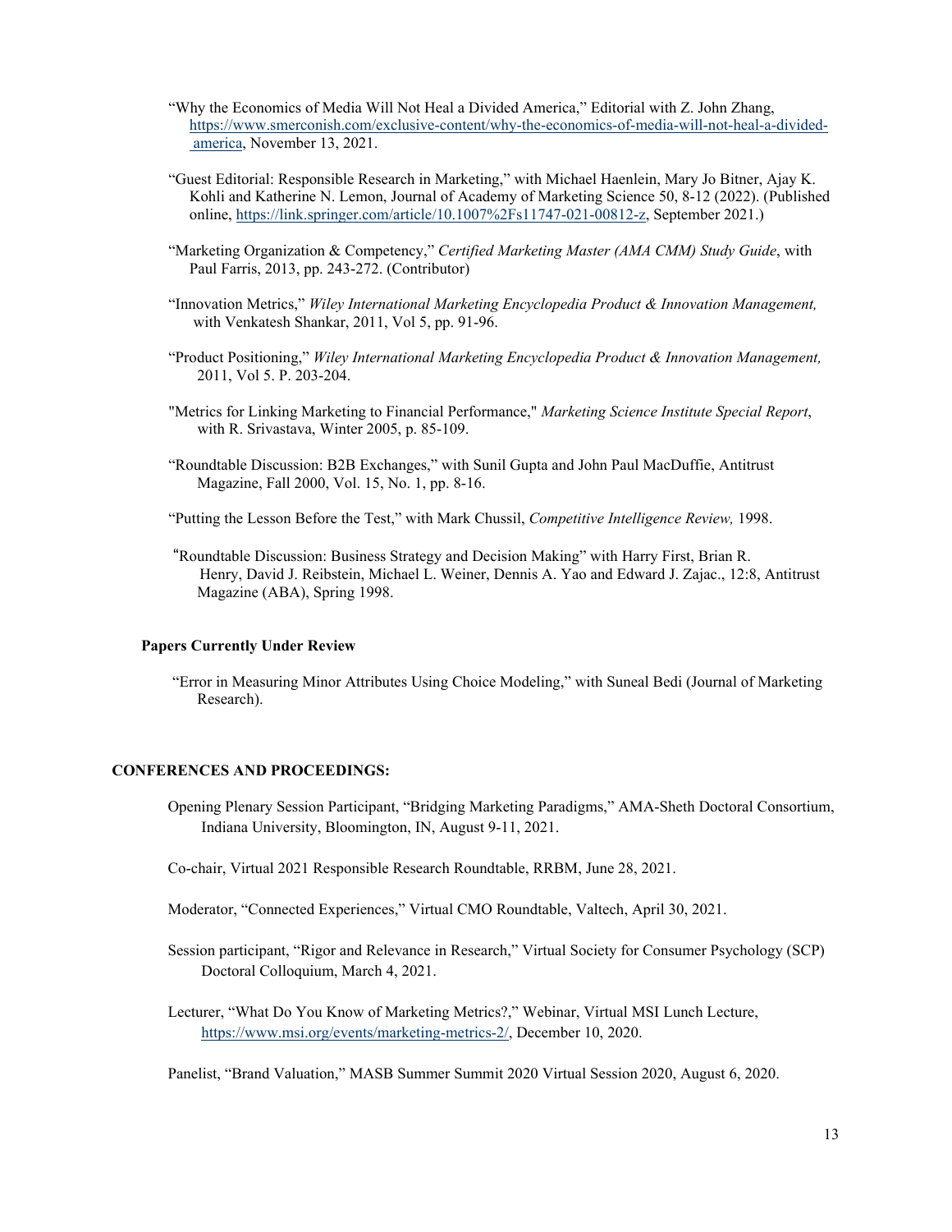"Why the Economics of Media Will Not Heal a Divided America," Editorial with Z. John Zhang, https://www.smerconish.com/exclusive-content/why-the-economics-of-media-will-not-heal-a-divided-america, November 13, 2021.

"Guest Editorial: Responsible Research in Marketing," with Michael Haenlein, Mary Jo Bitner, Ajay K. Kohli and Katherine N. Lemon, Journal of Academy of Marketing Science 50, 8-12 (2022). (Published online, https://link.springer.com/article/10.1007%2Fs11747-021-00812-z, September 2021.)

"Marketing Organization & Competency," *Certified Marketing Master (AMA CMM) Study Guide*, with Paul Farris, 2013, pp. 243-272. (Contributor)

"Innovation Metrics," *Wiley International Marketing Encyclopedia Product & Innovation Management,* with Venkatesh Shankar, 2011, Vol 5, pp. 91-96.

"Product Positioning," *Wiley International Marketing Encyclopedia Product & Innovation Management,* 2011, Vol 5. P. 203-204.

"Metrics for Linking Marketing to Financial Performance," *Marketing Science Institute Special Report*, with R. Srivastava, Winter 2005, p. 85-109.

"Roundtable Discussion: B2B Exchanges," with Sunil Gupta and John Paul MacDuffie, Antitrust Magazine, Fall 2000, Vol. 15, No. 1, pp. 8-16.

"Putting the Lesson Before the Test," with Mark Chussil, *Competitive Intelligence Review,* 1998.

"Roundtable Discussion: Business Strategy and Decision Making" with Harry First, Brian R. Henry, David J. Reibstein, Michael L. Weiner, Dennis A. Yao and Edward J. Zajac., 12:8, Antitrust Magazine (ABA), Spring 1998.

**Papers Currently Under Review**

"Error in Measuring Minor Attributes Using Choice Modeling," with Suneal Bedi (Journal of Marketing Research).

**CONFERENCES AND PROCEEDINGS:**

Opening Plenary Session Participant, "Bridging Marketing Paradigms," AMA-Sheth Doctoral Consortium, Indiana University, Bloomington, IN, August 9-11, 2021.

Co-chair, Virtual 2021 Responsible Research Roundtable, RRBM, June 28, 2021.

Moderator, "Connected Experiences," Virtual CMO Roundtable, Valtech, April 30, 2021.

Session participant, "Rigor and Relevance in Research," Virtual Society for Consumer Psychology (SCP) Doctoral Colloquium, March 4, 2021.

Lecturer, "What Do You Know of Marketing Metrics?," Webinar, Virtual MSI Lunch Lecture, https://www.msi.org/events/marketing-metrics-2/, December 10, 2020.

Panelist, "Brand Valuation," MASB Summer Summit 2020 Virtual Session 2020, August 6, 2020.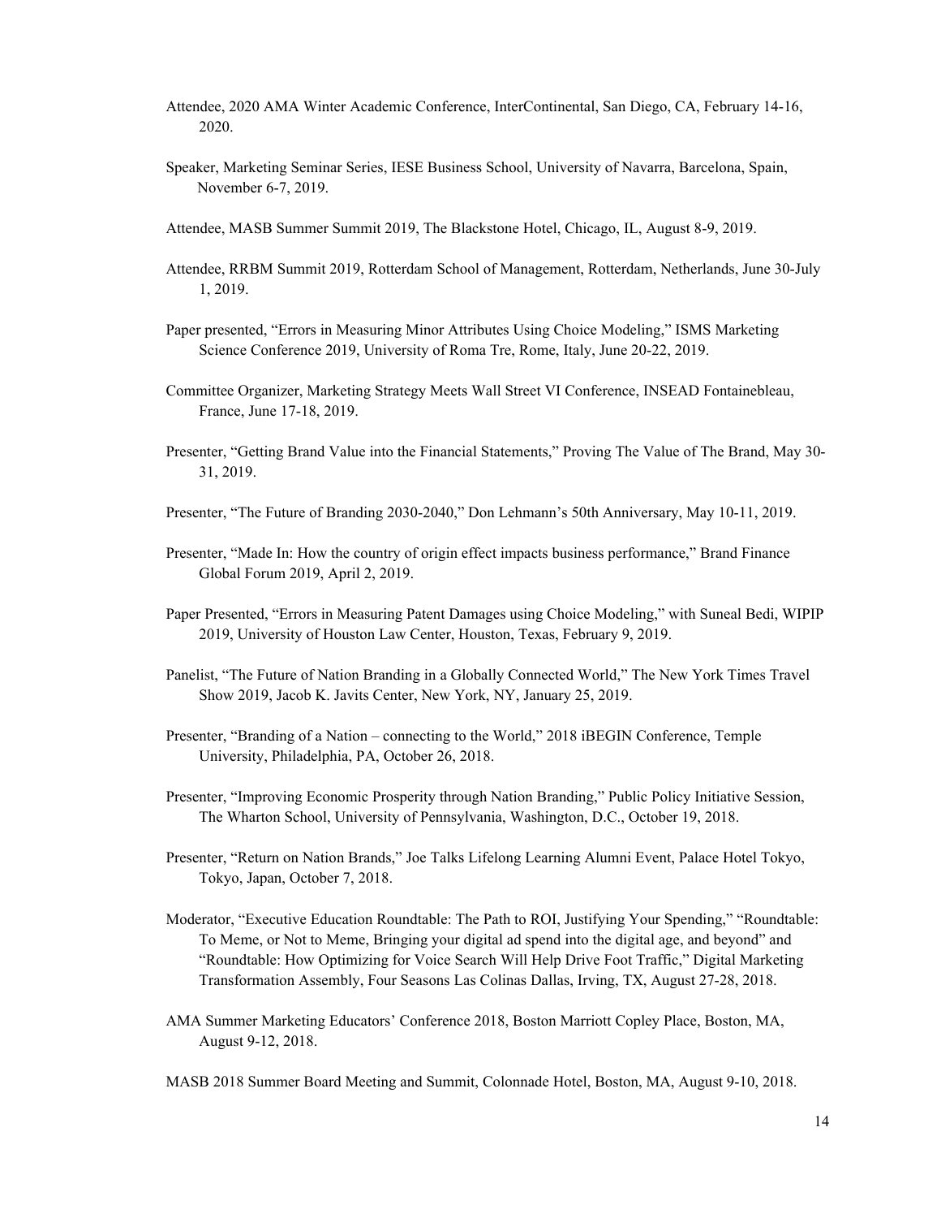Attendee, 2020 AMA Winter Academic Conference, InterContinental, San Diego, CA, February 14-16, 2020.

Speaker, Marketing Seminar Series, IESE Business School, University of Navarra, Barcelona, Spain, November 6-7, 2019.

Attendee, MASB Summer Summit 2019, The Blackstone Hotel, Chicago, IL, August 8-9, 2019.

Attendee, RRBM Summit 2019, Rotterdam School of Management, Rotterdam, Netherlands, June 30-July 1, 2019.

Paper presented, "Errors in Measuring Minor Attributes Using Choice Modeling," ISMS Marketing Science Conference 2019, University of Roma Tre, Rome, Italy, June 20-22, 2019.

Committee Organizer, Marketing Strategy Meets Wall Street VI Conference, INSEAD Fontainebleau, France, June 17-18, 2019.

Presenter, "Getting Brand Value into the Financial Statements," Proving The Value of The Brand, May 30-31, 2019.

Presenter, "The Future of Branding 2030-2040," Don Lehmann's 50th Anniversary, May 10-11, 2019.

Presenter, "Made In: How the country of origin effect impacts business performance," Brand Finance Global Forum 2019, April 2, 2019.

Paper Presented, "Errors in Measuring Patent Damages using Choice Modeling," with Suneal Bedi, WIPIP 2019, University of Houston Law Center, Houston, Texas, February 9, 2019.

Panelist, "The Future of Nation Branding in a Globally Connected World," The New York Times Travel Show 2019, Jacob K. Javits Center, New York, NY, January 25, 2019.

Presenter, "Branding of a Nation – connecting to the World," 2018 iBEGIN Conference, Temple University, Philadelphia, PA, October 26, 2018.

Presenter, "Improving Economic Prosperity through Nation Branding," Public Policy Initiative Session, The Wharton School, University of Pennsylvania, Washington, D.C., October 19, 2018.

Presenter, "Return on Nation Brands," Joe Talks Lifelong Learning Alumni Event, Palace Hotel Tokyo, Tokyo, Japan, October 7, 2018.

Moderator, "Executive Education Roundtable: The Path to ROI, Justifying Your Spending," "Roundtable: To Meme, or Not to Meme, Bringing your digital ad spend into the digital age, and beyond" and "Roundtable: How Optimizing for Voice Search Will Help Drive Foot Traffic," Digital Marketing Transformation Assembly, Four Seasons Las Colinas Dallas, Irving, TX, August 27-28, 2018.

AMA Summer Marketing Educators' Conference 2018, Boston Marriott Copley Place, Boston, MA, August 9-12, 2018.

MASB 2018 Summer Board Meeting and Summit, Colonnade Hotel, Boston, MA, August 9-10, 2018.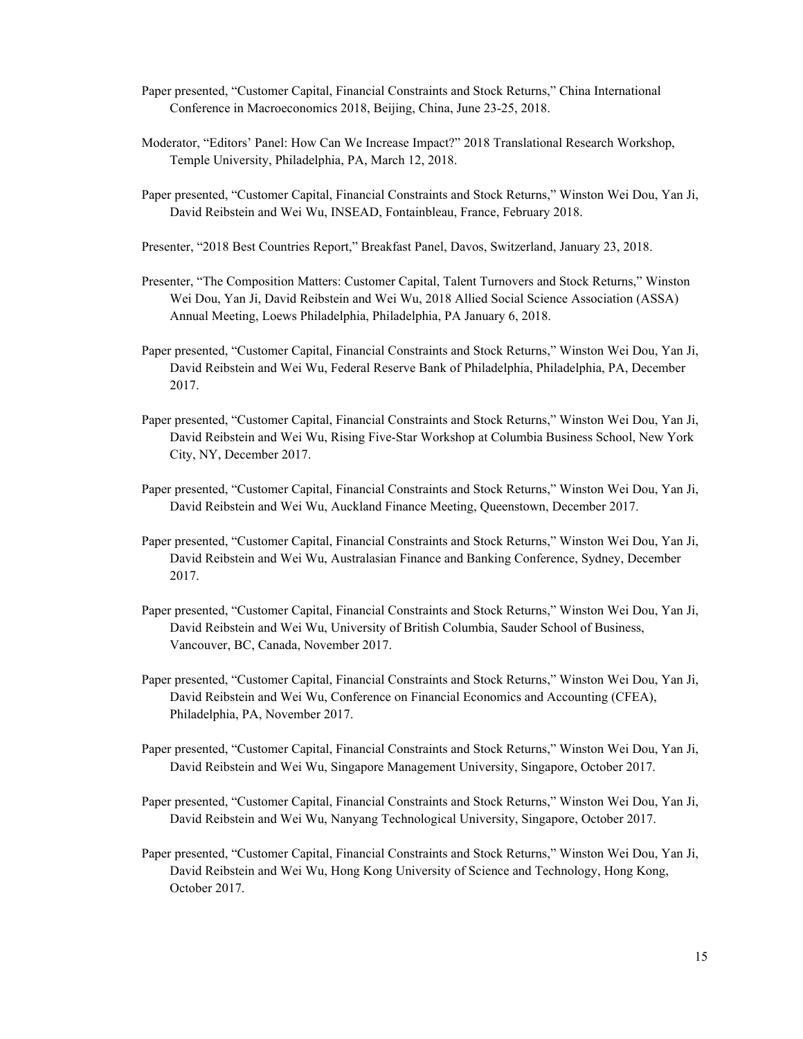Paper presented, "Customer Capital, Financial Constraints and Stock Returns," China International Conference in Macroeconomics 2018, Beijing, China, June 23-25, 2018.

Moderator, "Editors' Panel: How Can We Increase Impact?" 2018 Translational Research Workshop, Temple University, Philadelphia, PA, March 12, 2018.

Paper presented, "Customer Capital, Financial Constraints and Stock Returns," Winston Wei Dou, Yan Ji, David Reibstein and Wei Wu, INSEAD, Fontainbleau, France, February 2018.

Presenter, "2018 Best Countries Report," Breakfast Panel, Davos, Switzerland, January 23, 2018.

Presenter, "The Composition Matters: Customer Capital, Talent Turnovers and Stock Returns," Winston Wei Dou, Yan Ji, David Reibstein and Wei Wu, 2018 Allied Social Science Association (ASSA) Annual Meeting, Loews Philadelphia, Philadelphia, PA January 6, 2018.

Paper presented, "Customer Capital, Financial Constraints and Stock Returns," Winston Wei Dou, Yan Ji, David Reibstein and Wei Wu, Federal Reserve Bank of Philadelphia, Philadelphia, PA, December 2017.

Paper presented, "Customer Capital, Financial Constraints and Stock Returns," Winston Wei Dou, Yan Ji, David Reibstein and Wei Wu, Rising Five-Star Workshop at Columbia Business School, New York City, NY, December 2017.

Paper presented, "Customer Capital, Financial Constraints and Stock Returns," Winston Wei Dou, Yan Ji, David Reibstein and Wei Wu, Auckland Finance Meeting, Queenstown, December 2017.

Paper presented, "Customer Capital, Financial Constraints and Stock Returns," Winston Wei Dou, Yan Ji, David Reibstein and Wei Wu, Australasian Finance and Banking Conference, Sydney, December 2017.

Paper presented, "Customer Capital, Financial Constraints and Stock Returns," Winston Wei Dou, Yan Ji, David Reibstein and Wei Wu, University of British Columbia, Sauder School of Business, Vancouver, BC, Canada, November 2017.

Paper presented, "Customer Capital, Financial Constraints and Stock Returns," Winston Wei Dou, Yan Ji, David Reibstein and Wei Wu, Conference on Financial Economics and Accounting (CFEA), Philadelphia, PA, November 2017.

Paper presented, "Customer Capital, Financial Constraints and Stock Returns," Winston Wei Dou, Yan Ji, David Reibstein and Wei Wu, Singapore Management University, Singapore, October 2017.

Paper presented, "Customer Capital, Financial Constraints and Stock Returns," Winston Wei Dou, Yan Ji, David Reibstein and Wei Wu, Nanyang Technological University, Singapore, October 2017.

Paper presented, "Customer Capital, Financial Constraints and Stock Returns," Winston Wei Dou, Yan Ji, David Reibstein and Wei Wu, Hong Kong University of Science and Technology, Hong Kong, October 2017.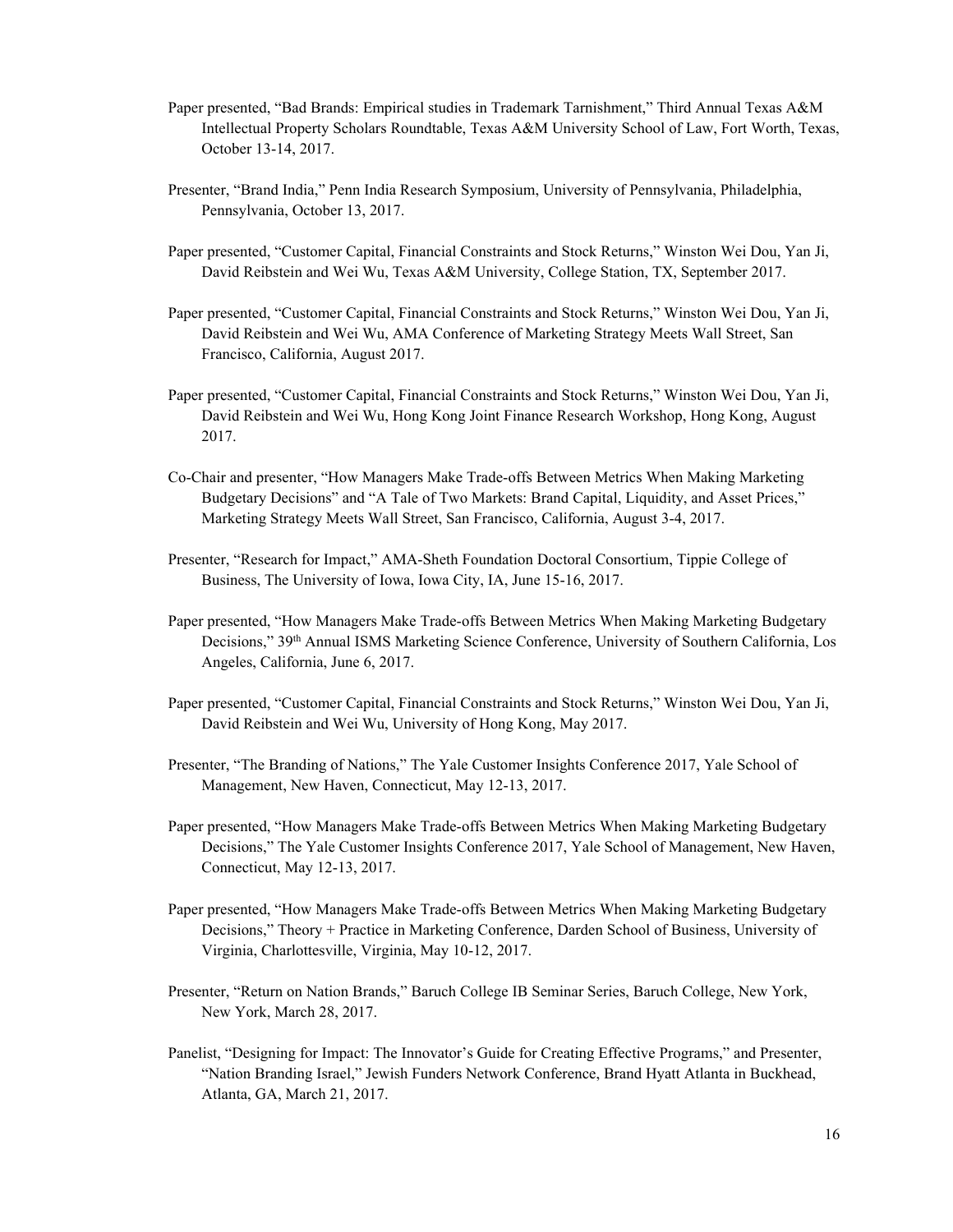Paper presented, "Bad Brands: Empirical studies in Trademark Tarnishment," Third Annual Texas A&M Intellectual Property Scholars Roundtable, Texas A&M University School of Law, Fort Worth, Texas, October 13-14, 2017.

Presenter, "Brand India," Penn India Research Symposium, University of Pennsylvania, Philadelphia, Pennsylvania, October 13, 2017.

Paper presented, "Customer Capital, Financial Constraints and Stock Returns," Winston Wei Dou, Yan Ji, David Reibstein and Wei Wu, Texas A&M University, College Station, TX, September 2017.

Paper presented, "Customer Capital, Financial Constraints and Stock Returns," Winston Wei Dou, Yan Ji, David Reibstein and Wei Wu, AMA Conference of Marketing Strategy Meets Wall Street, San Francisco, California, August 2017.

Paper presented, "Customer Capital, Financial Constraints and Stock Returns," Winston Wei Dou, Yan Ji, David Reibstein and Wei Wu, Hong Kong Joint Finance Research Workshop, Hong Kong, August 2017.

Co-Chair and presenter, "How Managers Make Trade-offs Between Metrics When Making Marketing Budgetary Decisions" and "A Tale of Two Markets: Brand Capital, Liquidity, and Asset Prices," Marketing Strategy Meets Wall Street, San Francisco, California, August 3-4, 2017.

Presenter, "Research for Impact," AMA-Sheth Foundation Doctoral Consortium, Tippie College of Business, The University of Iowa, Iowa City, IA, June 15-16, 2017.

Paper presented, "How Managers Make Trade-offs Between Metrics When Making Marketing Budgetary Decisions," 39th Annual ISMS Marketing Science Conference, University of Southern California, Los Angeles, California, June 6, 2017.

Paper presented, "Customer Capital, Financial Constraints and Stock Returns," Winston Wei Dou, Yan Ji, David Reibstein and Wei Wu, University of Hong Kong, May 2017.

Presenter, "The Branding of Nations," The Yale Customer Insights Conference 2017, Yale School of Management, New Haven, Connecticut, May 12-13, 2017.

Paper presented, "How Managers Make Trade-offs Between Metrics When Making Marketing Budgetary Decisions," The Yale Customer Insights Conference 2017, Yale School of Management, New Haven, Connecticut, May 12-13, 2017.

Paper presented, "How Managers Make Trade-offs Between Metrics When Making Marketing Budgetary Decisions," Theory + Practice in Marketing Conference, Darden School of Business, University of Virginia, Charlottesville, Virginia, May 10-12, 2017.

Presenter, "Return on Nation Brands," Baruch College IB Seminar Series, Baruch College, New York, New York, March 28, 2017.

Panelist, "Designing for Impact: The Innovator's Guide for Creating Effective Programs," and Presenter, "Nation Branding Israel," Jewish Funders Network Conference, Brand Hyatt Atlanta in Buckhead, Atlanta, GA, March 21, 2017.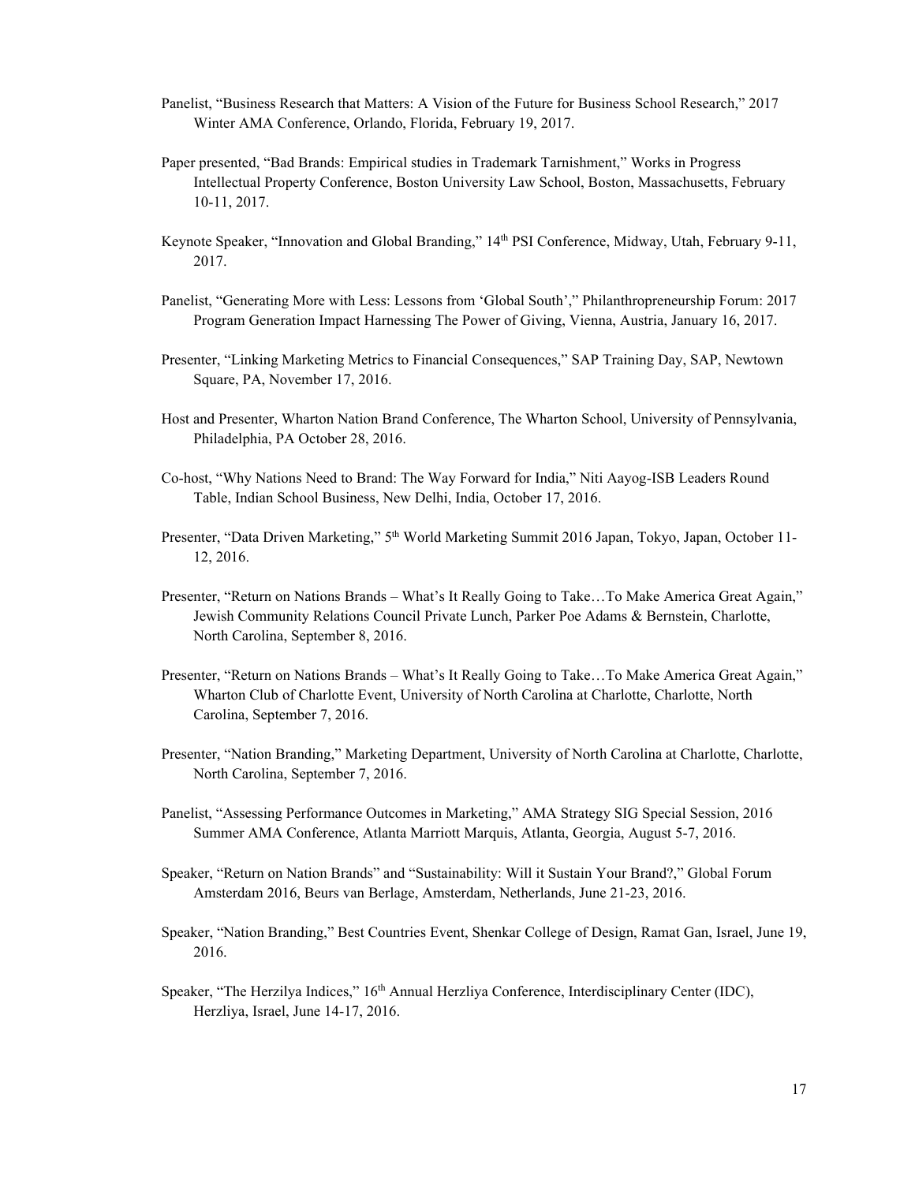Panelist, "Business Research that Matters: A Vision of the Future for Business School Research," 2017 Winter AMA Conference, Orlando, Florida, February 19, 2017.

Paper presented, "Bad Brands: Empirical studies in Trademark Tarnishment," Works in Progress Intellectual Property Conference, Boston University Law School, Boston, Massachusetts, February 10-11, 2017.

Keynote Speaker, "Innovation and Global Branding," 14th PSI Conference, Midway, Utah, February 9-11, 2017.

Panelist, "Generating More with Less: Lessons from 'Global South'," Philanthropreneurship Forum: 2017 Program Generation Impact Harnessing The Power of Giving, Vienna, Austria, January 16, 2017.

Presenter, "Linking Marketing Metrics to Financial Consequences," SAP Training Day, SAP, Newtown Square, PA, November 17, 2016.

Host and Presenter, Wharton Nation Brand Conference, The Wharton School, University of Pennsylvania, Philadelphia, PA October 28, 2016.

Co-host, "Why Nations Need to Brand: The Way Forward for India," Niti Aayog-ISB Leaders Round Table, Indian School Business, New Delhi, India, October 17, 2016.

Presenter, "Data Driven Marketing," 5th World Marketing Summit 2016 Japan, Tokyo, Japan, October 11-12, 2016.

Presenter, "Return on Nations Brands – What's It Really Going to Take…To Make America Great Again," Jewish Community Relations Council Private Lunch, Parker Poe Adams & Bernstein, Charlotte, North Carolina, September 8, 2016.

Presenter, "Return on Nations Brands – What's It Really Going to Take…To Make America Great Again," Wharton Club of Charlotte Event, University of North Carolina at Charlotte, Charlotte, North Carolina, September 7, 2016.

Presenter, "Nation Branding," Marketing Department, University of North Carolina at Charlotte, Charlotte, North Carolina, September 7, 2016.

Panelist, "Assessing Performance Outcomes in Marketing," AMA Strategy SIG Special Session, 2016 Summer AMA Conference, Atlanta Marriott Marquis, Atlanta, Georgia, August 5-7, 2016.

Speaker, "Return on Nation Brands" and "Sustainability: Will it Sustain Your Brand?," Global Forum Amsterdam 2016, Beurs van Berlage, Amsterdam, Netherlands, June 21-23, 2016.

Speaker, "Nation Branding," Best Countries Event, Shenkar College of Design, Ramat Gan, Israel, June 19, 2016.

Speaker, "The Herzilya Indices," 16th Annual Herzliya Conference, Interdisciplinary Center (IDC), Herzliya, Israel, June 14-17, 2016.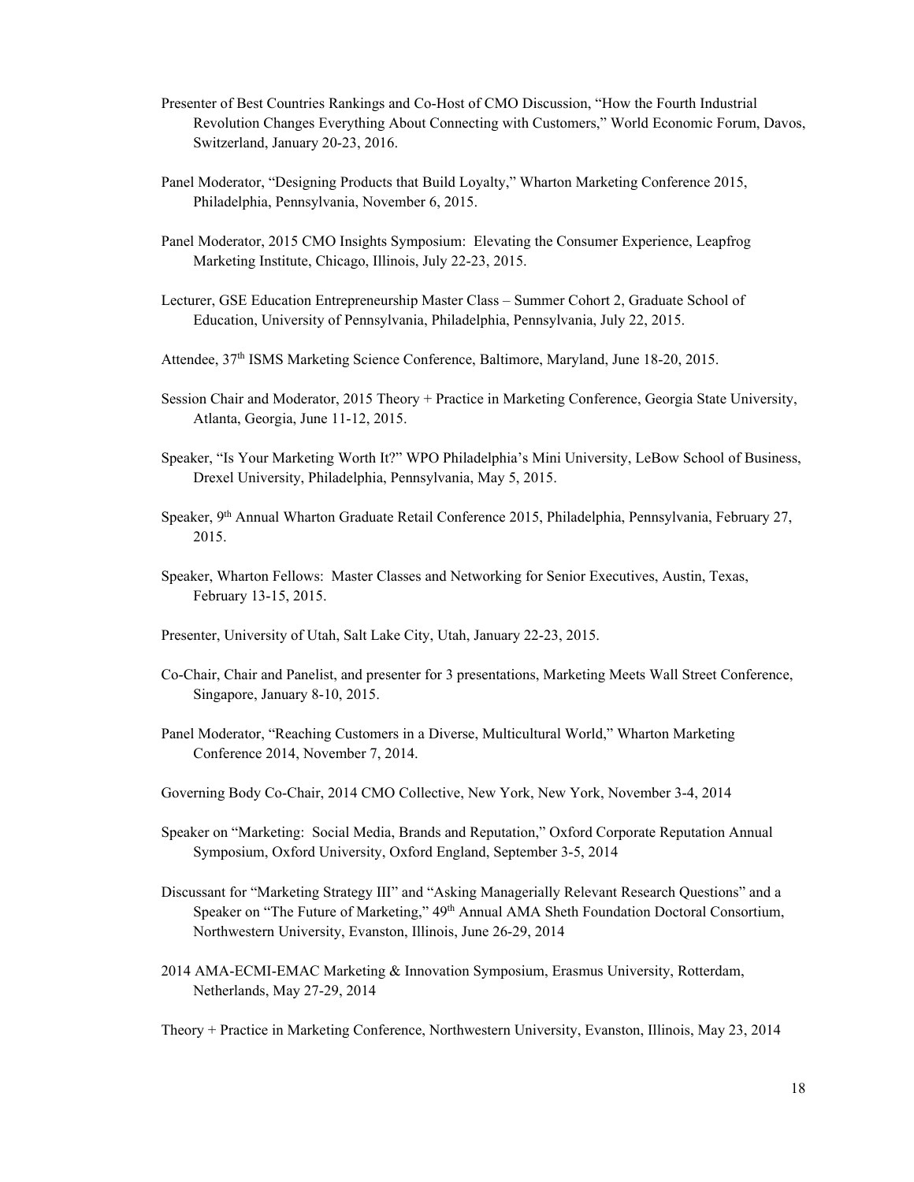Presenter of Best Countries Rankings and Co-Host of CMO Discussion, "How the Fourth Industrial Revolution Changes Everything About Connecting with Customers," World Economic Forum, Davos, Switzerland, January 20-23, 2016.

Panel Moderator, "Designing Products that Build Loyalty," Wharton Marketing Conference 2015, Philadelphia, Pennsylvania, November 6, 2015.

Panel Moderator, 2015 CMO Insights Symposium: Elevating the Consumer Experience, Leapfrog Marketing Institute, Chicago, Illinois, July 22-23, 2015.

Lecturer, GSE Education Entrepreneurship Master Class – Summer Cohort 2, Graduate School of Education, University of Pennsylvania, Philadelphia, Pennsylvania, July 22, 2015.

Attendee, 37th ISMS Marketing Science Conference, Baltimore, Maryland, June 18-20, 2015.

Session Chair and Moderator, 2015 Theory + Practice in Marketing Conference, Georgia State University, Atlanta, Georgia, June 11-12, 2015.

Speaker, "Is Your Marketing Worth It?" WPO Philadelphia's Mini University, LeBow School of Business, Drexel University, Philadelphia, Pennsylvania, May 5, 2015.

Speaker, 9th Annual Wharton Graduate Retail Conference 2015, Philadelphia, Pennsylvania, February 27, 2015.

Speaker, Wharton Fellows: Master Classes and Networking for Senior Executives, Austin, Texas, February 13-15, 2015.

Presenter, University of Utah, Salt Lake City, Utah, January 22-23, 2015.

Co-Chair, Chair and Panelist, and presenter for 3 presentations, Marketing Meets Wall Street Conference, Singapore, January 8-10, 2015.

Panel Moderator, "Reaching Customers in a Diverse, Multicultural World," Wharton Marketing Conference 2014, November 7, 2014.

Governing Body Co-Chair, 2014 CMO Collective, New York, New York, November 3-4, 2014

Speaker on "Marketing: Social Media, Brands and Reputation," Oxford Corporate Reputation Annual Symposium, Oxford University, Oxford England, September 3-5, 2014

Discussant for "Marketing Strategy III" and "Asking Managerially Relevant Research Questions" and a Speaker on "The Future of Marketing," 49th Annual AMA Sheth Foundation Doctoral Consortium, Northwestern University, Evanston, Illinois, June 26-29, 2014

2014 AMA-ECMI-EMAC Marketing & Innovation Symposium, Erasmus University, Rotterdam, Netherlands, May 27-29, 2014

Theory + Practice in Marketing Conference, Northwestern University, Evanston, Illinois, May 23, 2014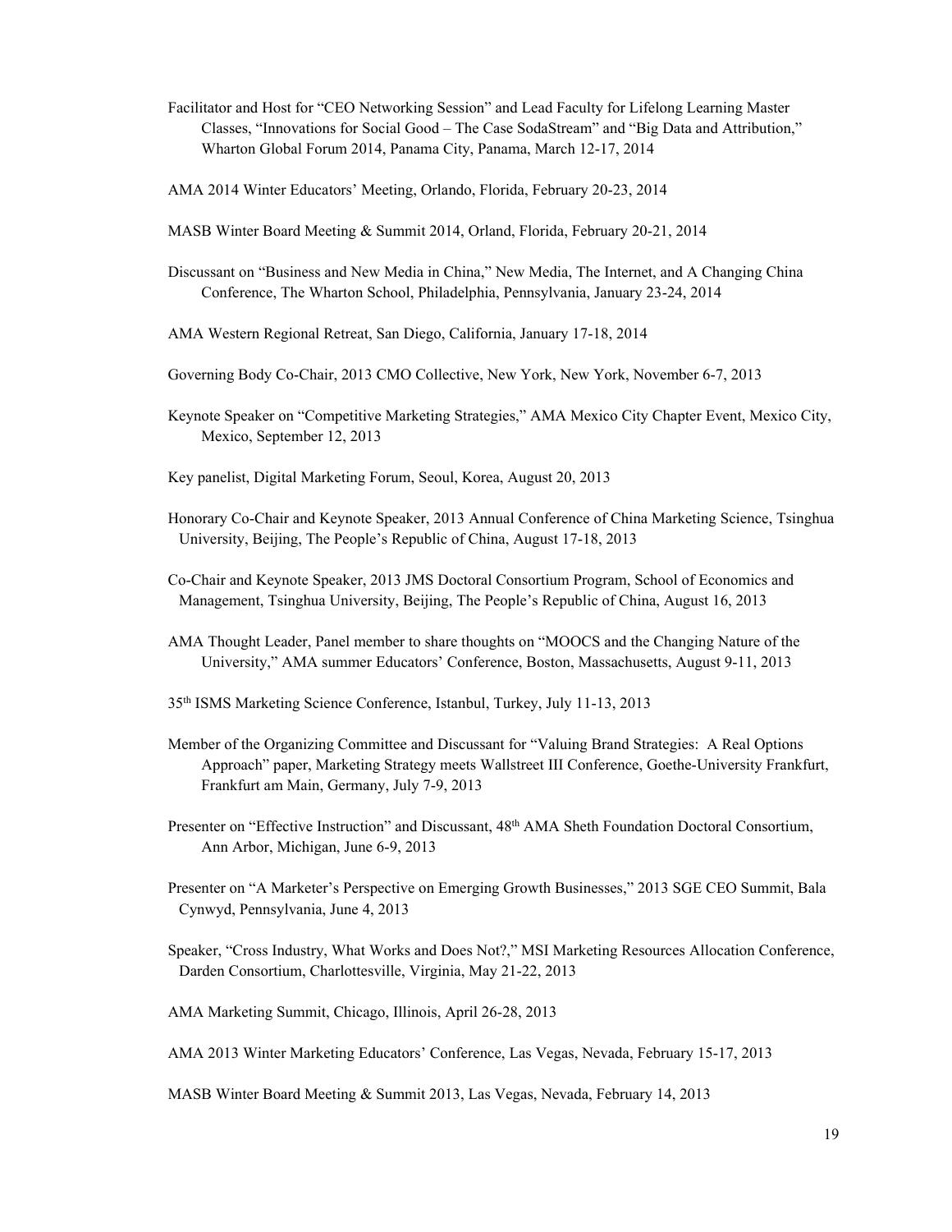Facilitator and Host for "CEO Networking Session" and Lead Faculty for Lifelong Learning Master Classes, "Innovations for Social Good – The Case SodaStream" and "Big Data and Attribution," Wharton Global Forum 2014, Panama City, Panama, March 12-17, 2014

AMA 2014 Winter Educators' Meeting, Orlando, Florida, February 20-23, 2014

MASB Winter Board Meeting & Summit 2014, Orland, Florida, February 20-21, 2014

Discussant on "Business and New Media in China," New Media, The Internet, and A Changing China Conference, The Wharton School, Philadelphia, Pennsylvania, January 23-24, 2014

AMA Western Regional Retreat, San Diego, California, January 17-18, 2014

Governing Body Co-Chair, 2013 CMO Collective, New York, New York, November 6-7, 2013

Keynote Speaker on "Competitive Marketing Strategies," AMA Mexico City Chapter Event, Mexico City, Mexico, September 12, 2013

Key panelist, Digital Marketing Forum, Seoul, Korea, August 20, 2013

Honorary Co-Chair and Keynote Speaker, 2013 Annual Conference of China Marketing Science, Tsinghua University, Beijing, The People's Republic of China, August 17-18, 2013

Co-Chair and Keynote Speaker, 2013 JMS Doctoral Consortium Program, School of Economics and Management, Tsinghua University, Beijing, The People's Republic of China, August 16, 2013

AMA Thought Leader, Panel member to share thoughts on "MOOCS and the Changing Nature of the University," AMA summer Educators' Conference, Boston, Massachusetts, August 9-11, 2013

35th ISMS Marketing Science Conference, Istanbul, Turkey, July 11-13, 2013

Member of the Organizing Committee and Discussant for "Valuing Brand Strategies: A Real Options Approach" paper, Marketing Strategy meets Wallstreet III Conference, Goethe-University Frankfurt, Frankfurt am Main, Germany, July 7-9, 2013

Presenter on "Effective Instruction" and Discussant, 48th AMA Sheth Foundation Doctoral Consortium, Ann Arbor, Michigan, June 6-9, 2013

Presenter on "A Marketer's Perspective on Emerging Growth Businesses," 2013 SGE CEO Summit, Bala Cynwyd, Pennsylvania, June 4, 2013

Speaker, "Cross Industry, What Works and Does Not?," MSI Marketing Resources Allocation Conference, Darden Consortium, Charlottesville, Virginia, May 21-22, 2013

AMA Marketing Summit, Chicago, Illinois, April 26-28, 2013

AMA 2013 Winter Marketing Educators' Conference, Las Vegas, Nevada, February 15-17, 2013

MASB Winter Board Meeting & Summit 2013, Las Vegas, Nevada, February 14, 2013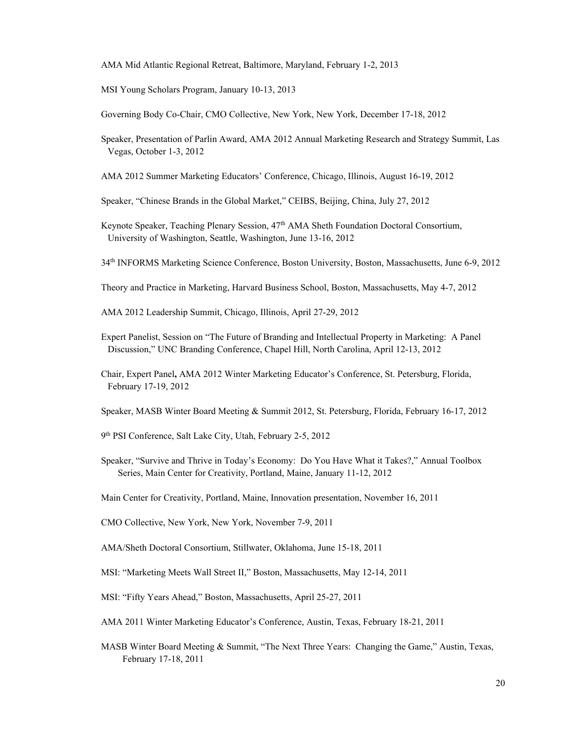AMA Mid Atlantic Regional Retreat, Baltimore, Maryland, February 1-2, 2013

MSI Young Scholars Program, January 10-13, 2013

Governing Body Co-Chair, CMO Collective, New York, New York, December 17-18, 2012

Speaker, Presentation of Parlin Award, AMA 2012 Annual Marketing Research and Strategy Summit, Las Vegas, October 1-3, 2012

AMA 2012 Summer Marketing Educators' Conference, Chicago, Illinois, August 16-19, 2012

Speaker, "Chinese Brands in the Global Market," CEIBS, Beijing, China, July 27, 2012

Keynote Speaker, Teaching Plenary Session, 47th AMA Sheth Foundation Doctoral Consortium, University of Washington, Seattle, Washington, June 13-16, 2012

34th INFORMS Marketing Science Conference, Boston University, Boston, Massachusetts, June 6-9, 2012

Theory and Practice in Marketing, Harvard Business School, Boston, Massachusetts, May 4-7, 2012

AMA 2012 Leadership Summit, Chicago, Illinois, April 27-29, 2012

Expert Panelist, Session on "The Future of Branding and Intellectual Property in Marketing: A Panel Discussion," UNC Branding Conference, Chapel Hill, North Carolina, April 12-13, 2012

Chair, Expert Panel**,** AMA 2012 Winter Marketing Educator's Conference, St. Petersburg, Florida, February 17-19, 2012

Speaker, MASB Winter Board Meeting & Summit 2012, St. Petersburg, Florida, February 16-17, 2012

9th PSI Conference, Salt Lake City, Utah, February 2-5, 2012

Speaker, "Survive and Thrive in Today's Economy: Do You Have What it Takes?," Annual Toolbox Series, Main Center for Creativity, Portland, Maine, January 11-12, 2012

Main Center for Creativity, Portland, Maine, Innovation presentation, November 16, 2011

CMO Collective, New York, New York, November 7-9, 2011

AMA/Sheth Doctoral Consortium, Stillwater, Oklahoma, June 15-18, 2011

MSI: "Marketing Meets Wall Street II," Boston, Massachusetts, May 12-14, 2011

MSI: "Fifty Years Ahead," Boston, Massachusetts, April 25-27, 2011

AMA 2011 Winter Marketing Educator's Conference, Austin, Texas, February 18-21, 2011

MASB Winter Board Meeting & Summit, "The Next Three Years: Changing the Game," Austin, Texas, February 17-18, 2011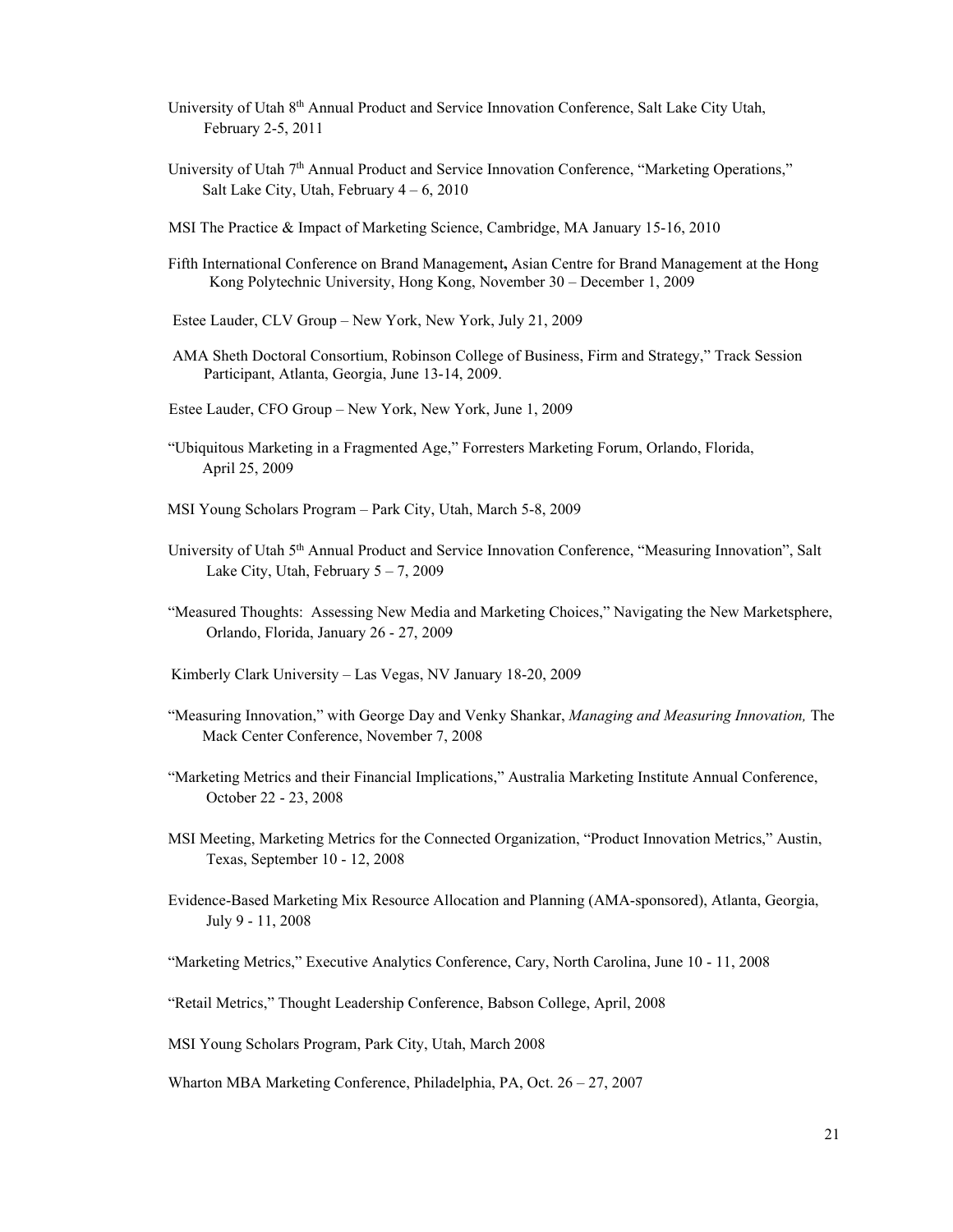University of Utah 8th Annual Product and Service Innovation Conference, Salt Lake City Utah, February 2-5, 2011

University of Utah 7th Annual Product and Service Innovation Conference, "Marketing Operations," Salt Lake City, Utah, February 4 – 6, 2010

MSI The Practice & Impact of Marketing Science, Cambridge, MA January 15-16, 2010

Fifth International Conference on Brand Management**,** Asian Centre for Brand Management at the Hong Kong Polytechnic University, Hong Kong, November 30 – December 1, 2009

Estee Lauder, CLV Group – New York, New York, July 21, 2009

AMA Sheth Doctoral Consortium, Robinson College of Business, Firm and Strategy," Track Session Participant, Atlanta, Georgia, June 13-14, 2009.

Estee Lauder, CFO Group – New York, New York, June 1, 2009

"Ubiquitous Marketing in a Fragmented Age," Forresters Marketing Forum, Orlando, Florida, April 25, 2009

MSI Young Scholars Program – Park City, Utah, March 5-8, 2009

University of Utah 5th Annual Product and Service Innovation Conference, "Measuring Innovation", Salt Lake City, Utah, February 5 – 7, 2009

"Measured Thoughts: Assessing New Media and Marketing Choices," Navigating the New Marketsphere, Orlando, Florida, January 26 - 27, 2009

Kimberly Clark University – Las Vegas, NV January 18-20, 2009

"Measuring Innovation," with George Day and Venky Shankar, *Managing and Measuring Innovation,* The Mack Center Conference, November 7, 2008

"Marketing Metrics and their Financial Implications," Australia Marketing Institute Annual Conference, October 22 - 23, 2008

MSI Meeting, Marketing Metrics for the Connected Organization, "Product Innovation Metrics," Austin, Texas, September 10 - 12, 2008

Evidence-Based Marketing Mix Resource Allocation and Planning (AMA-sponsored), Atlanta, Georgia, July 9 - 11, 2008

"Marketing Metrics," Executive Analytics Conference, Cary, North Carolina, June 10 - 11, 2008

"Retail Metrics," Thought Leadership Conference, Babson College, April, 2008

MSI Young Scholars Program, Park City, Utah, March 2008

Wharton MBA Marketing Conference, Philadelphia, PA, Oct. 26 – 27, 2007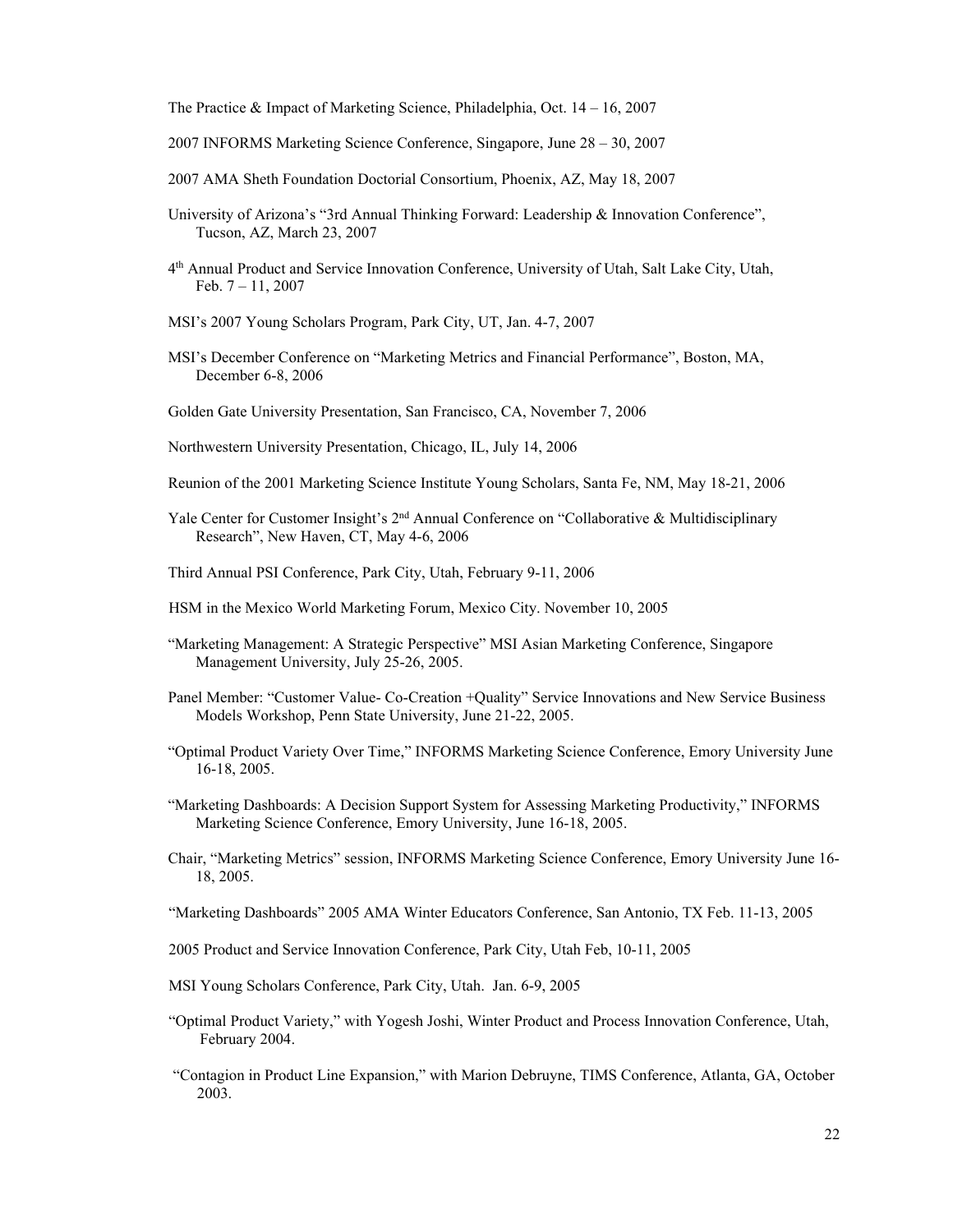The Practice & Impact of Marketing Science, Philadelphia, Oct. 14 – 16, 2007

2007 INFORMS Marketing Science Conference, Singapore, June 28 – 30, 2007

2007 AMA Sheth Foundation Doctorial Consortium, Phoenix, AZ, May 18, 2007

University of Arizona's "3rd Annual Thinking Forward: Leadership & Innovation Conference", Tucson, AZ, March 23, 2007

4th Annual Product and Service Innovation Conference, University of Utah, Salt Lake City, Utah, Feb. 7 – 11, 2007

MSI's 2007 Young Scholars Program, Park City, UT, Jan. 4-7, 2007

MSI's December Conference on "Marketing Metrics and Financial Performance", Boston, MA, December 6-8, 2006

Golden Gate University Presentation, San Francisco, CA, November 7, 2006

Northwestern University Presentation, Chicago, IL, July 14, 2006

Reunion of the 2001 Marketing Science Institute Young Scholars, Santa Fe, NM, May 18-21, 2006

Yale Center for Customer Insight's 2nd Annual Conference on "Collaborative & Multidisciplinary Research", New Haven, CT, May 4-6, 2006

Third Annual PSI Conference, Park City, Utah, February 9-11, 2006

HSM in the Mexico World Marketing Forum, Mexico City. November 10, 2005

"Marketing Management: A Strategic Perspective" MSI Asian Marketing Conference, Singapore Management University, July 25-26, 2005.

Panel Member: "Customer Value- Co-Creation +Quality" Service Innovations and New Service Business Models Workshop, Penn State University, June 21-22, 2005.

"Optimal Product Variety Over Time," INFORMS Marketing Science Conference, Emory University June 16-18, 2005.

"Marketing Dashboards: A Decision Support System for Assessing Marketing Productivity," INFORMS Marketing Science Conference, Emory University, June 16-18, 2005.

Chair, "Marketing Metrics" session, INFORMS Marketing Science Conference, Emory University June 16-18, 2005.

"Marketing Dashboards" 2005 AMA Winter Educators Conference, San Antonio, TX Feb. 11-13, 2005

2005 Product and Service Innovation Conference, Park City, Utah Feb, 10-11, 2005

MSI Young Scholars Conference, Park City, Utah. Jan. 6-9, 2005

"Optimal Product Variety," with Yogesh Joshi, Winter Product and Process Innovation Conference, Utah, February 2004.

"Contagion in Product Line Expansion," with Marion Debruyne, TIMS Conference, Atlanta, GA, October 2003.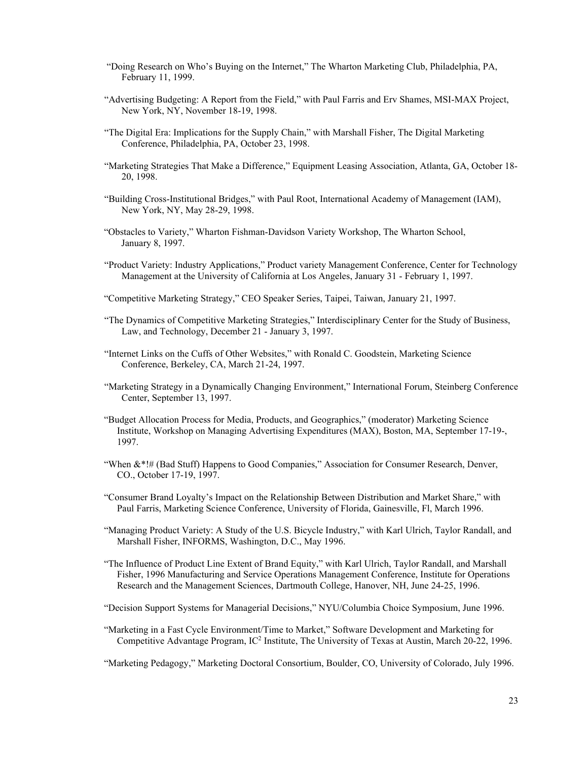"Doing Research on Who's Buying on the Internet," The Wharton Marketing Club, Philadelphia, PA, February 11, 1999.

"Advertising Budgeting: A Report from the Field," with Paul Farris and Erv Shames, MSI-MAX Project, New York, NY, November 18-19, 1998.

"The Digital Era: Implications for the Supply Chain," with Marshall Fisher, The Digital Marketing Conference, Philadelphia, PA, October 23, 1998.

"Marketing Strategies That Make a Difference," Equipment Leasing Association, Atlanta, GA, October 18-20, 1998.

"Building Cross-Institutional Bridges," with Paul Root, International Academy of Management (IAM), New York, NY, May 28-29, 1998.

"Obstacles to Variety," Wharton Fishman-Davidson Variety Workshop, The Wharton School, January 8, 1997.

"Product Variety: Industry Applications," Product variety Management Conference, Center for Technology Management at the University of California at Los Angeles, January 31 - February 1, 1997.

"Competitive Marketing Strategy," CEO Speaker Series, Taipei, Taiwan, January 21, 1997.

"The Dynamics of Competitive Marketing Strategies," Interdisciplinary Center for the Study of Business, Law, and Technology, December 21 - January 3, 1997.

"Internet Links on the Cuffs of Other Websites," with Ronald C. Goodstein, Marketing Science Conference, Berkeley, CA, March 21-24, 1997.

"Marketing Strategy in a Dynamically Changing Environment," International Forum, Steinberg Conference Center, September 13, 1997.

"Budget Allocation Process for Media, Products, and Geographics," (moderator) Marketing Science Institute, Workshop on Managing Advertising Expenditures (MAX), Boston, MA, September 17-19-, 1997.

"When &*!# (Bad Stuff) Happens to Good Companies," Association for Consumer Research, Denver, CO., October 17-19, 1997.

"Consumer Brand Loyalty's Impact on the Relationship Between Distribution and Market Share," with Paul Farris, Marketing Science Conference, University of Florida, Gainesville, Fl, March 1996.

"Managing Product Variety: A Study of the U.S. Bicycle Industry," with Karl Ulrich, Taylor Randall, and Marshall Fisher, INFORMS, Washington, D.C., May 1996.

"The Influence of Product Line Extent of Brand Equity," with Karl Ulrich, Taylor Randall, and Marshall Fisher, 1996 Manufacturing and Service Operations Management Conference, Institute for Operations Research and the Management Sciences, Dartmouth College, Hanover, NH, June 24-25, 1996.

"Decision Support Systems for Managerial Decisions," NYU/Columbia Choice Symposium, June 1996.

"Marketing in a Fast Cycle Environment/Time to Market," Software Development and Marketing for Competitive Advantage Program, $IC^2$ Institute, The University of Texas at Austin, March 20-22, 1996.

"Marketing Pedagogy," Marketing Doctoral Consortium, Boulder, CO, University of Colorado, July 1996.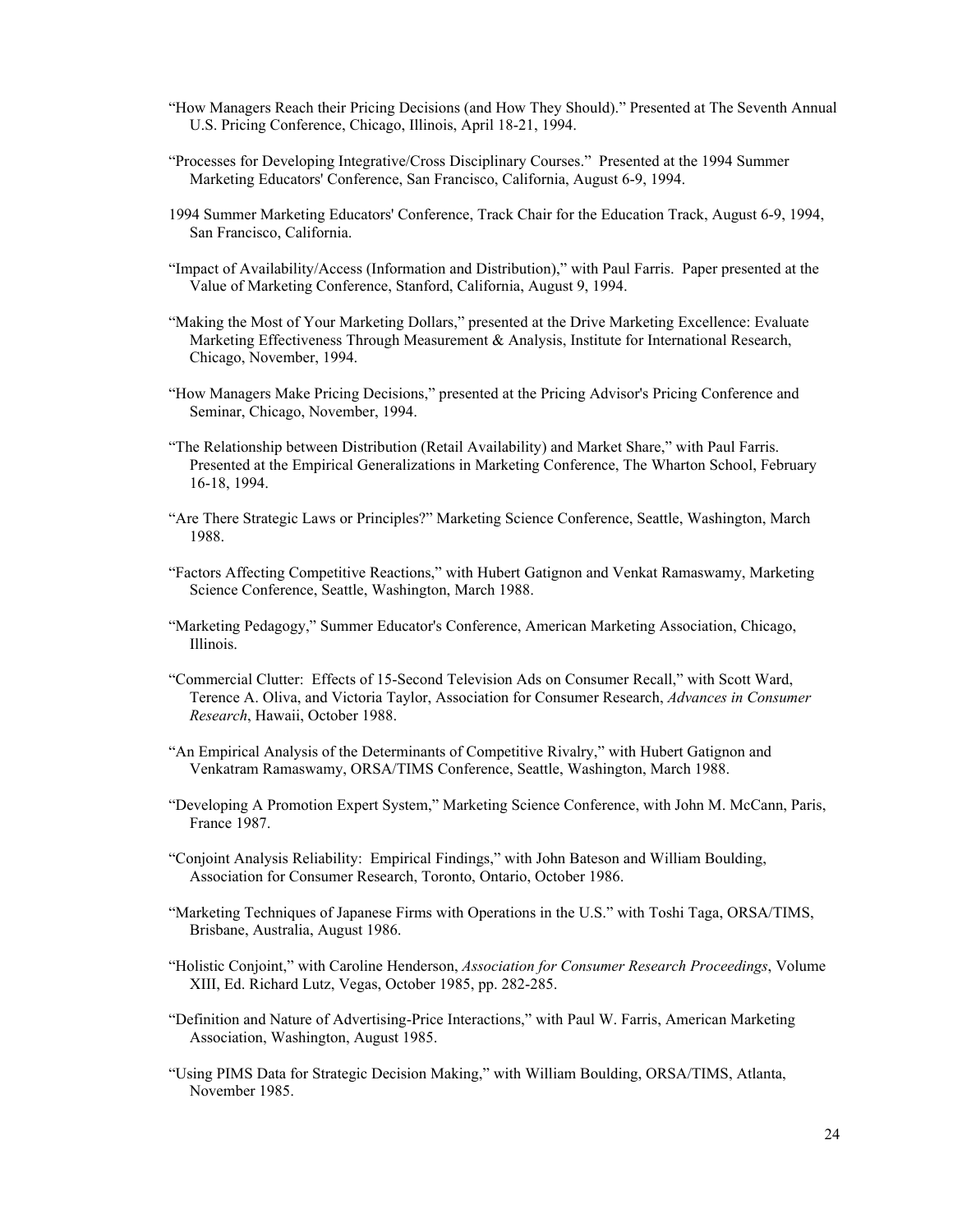"How Managers Reach their Pricing Decisions (and How They Should)." Presented at The Seventh Annual U.S. Pricing Conference, Chicago, Illinois, April 18-21, 1994.

"Processes for Developing Integrative/Cross Disciplinary Courses." Presented at the 1994 Summer Marketing Educators' Conference, San Francisco, California, August 6-9, 1994.

1994 Summer Marketing Educators' Conference, Track Chair for the Education Track, August 6-9, 1994, San Francisco, California.

"Impact of Availability/Access (Information and Distribution)," with Paul Farris. Paper presented at the Value of Marketing Conference, Stanford, California, August 9, 1994.

"Making the Most of Your Marketing Dollars," presented at the Drive Marketing Excellence: Evaluate Marketing Effectiveness Through Measurement & Analysis, Institute for International Research, Chicago, November, 1994.

"How Managers Make Pricing Decisions," presented at the Pricing Advisor's Pricing Conference and Seminar, Chicago, November, 1994.

"The Relationship between Distribution (Retail Availability) and Market Share," with Paul Farris. Presented at the Empirical Generalizations in Marketing Conference, The Wharton School, February 16-18, 1994.

"Are There Strategic Laws or Principles?" Marketing Science Conference, Seattle, Washington, March 1988.

"Factors Affecting Competitive Reactions," with Hubert Gatignon and Venkat Ramaswamy, Marketing Science Conference, Seattle, Washington, March 1988.

"Marketing Pedagogy," Summer Educator's Conference, American Marketing Association, Chicago, Illinois.

"Commercial Clutter: Effects of 15-Second Television Ads on Consumer Recall," with Scott Ward, Terence A. Oliva, and Victoria Taylor, Association for Consumer Research, *Advances in Consumer Research*, Hawaii, October 1988.

"An Empirical Analysis of the Determinants of Competitive Rivalry," with Hubert Gatignon and Venkatram Ramaswamy, ORSA/TIMS Conference, Seattle, Washington, March 1988.

"Developing A Promotion Expert System," Marketing Science Conference, with John M. McCann, Paris, France 1987.

"Conjoint Analysis Reliability: Empirical Findings," with John Bateson and William Boulding, Association for Consumer Research, Toronto, Ontario, October 1986.

"Marketing Techniques of Japanese Firms with Operations in the U.S." with Toshi Taga, ORSA/TIMS, Brisbane, Australia, August 1986.

"Holistic Conjoint," with Caroline Henderson, *Association for Consumer Research Proceedings*, Volume XIII, Ed. Richard Lutz, Vegas, October 1985, pp. 282-285.

"Definition and Nature of Advertising-Price Interactions," with Paul W. Farris, American Marketing Association, Washington, August 1985.

"Using PIMS Data for Strategic Decision Making," with William Boulding, ORSA/TIMS, Atlanta, November 1985.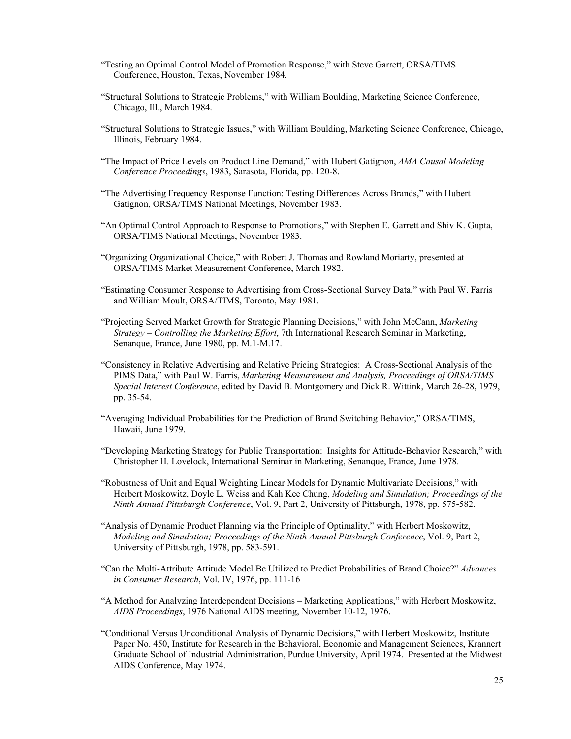"Testing an Optimal Control Model of Promotion Response," with Steve Garrett, ORSA/TIMS Conference, Houston, Texas, November 1984.

"Structural Solutions to Strategic Problems," with William Boulding, Marketing Science Conference, Chicago, Ill., March 1984.

"Structural Solutions to Strategic Issues," with William Boulding, Marketing Science Conference, Chicago, Illinois, February 1984.

"The Impact of Price Levels on Product Line Demand," with Hubert Gatignon, *AMA Causal Modeling Conference Proceedings*, 1983, Sarasota, Florida, pp. 120-8.

"The Advertising Frequency Response Function: Testing Differences Across Brands," with Hubert Gatignon, ORSA/TIMS National Meetings, November 1983.

"An Optimal Control Approach to Response to Promotions," with Stephen E. Garrett and Shiv K. Gupta, ORSA/TIMS National Meetings, November 1983.

"Organizing Organizational Choice," with Robert J. Thomas and Rowland Moriarty, presented at ORSA/TIMS Market Measurement Conference, March 1982.

"Estimating Consumer Response to Advertising from Cross-Sectional Survey Data," with Paul W. Farris and William Moult, ORSA/TIMS, Toronto, May 1981.

"Projecting Served Market Growth for Strategic Planning Decisions," with John McCann, *Marketing Strategy – Controlling the Marketing Effort*, 7th International Research Seminar in Marketing, Senanque, France, June 1980, pp. M.1-M.17.

"Consistency in Relative Advertising and Relative Pricing Strategies: A Cross-Sectional Analysis of the PIMS Data," with Paul W. Farris, *Marketing Measurement and Analysis, Proceedings of ORSA/TIMS Special Interest Conference*, edited by David B. Montgomery and Dick R. Wittink, March 26-28, 1979, pp. 35-54.

"Averaging Individual Probabilities for the Prediction of Brand Switching Behavior," ORSA/TIMS, Hawaii, June 1979.

"Developing Marketing Strategy for Public Transportation: Insights for Attitude-Behavior Research," with Christopher H. Lovelock, International Seminar in Marketing, Senanque, France, June 1978.

"Robustness of Unit and Equal Weighting Linear Models for Dynamic Multivariate Decisions," with Herbert Moskowitz, Doyle L. Weiss and Kah Kee Chung, *Modeling and Simulation; Proceedings of the Ninth Annual Pittsburgh Conference*, Vol. 9, Part 2, University of Pittsburgh, 1978, pp. 575-582.

"Analysis of Dynamic Product Planning via the Principle of Optimality," with Herbert Moskowitz, *Modeling and Simulation; Proceedings of the Ninth Annual Pittsburgh Conference*, Vol. 9, Part 2, University of Pittsburgh, 1978, pp. 583-591.

"Can the Multi-Attribute Attitude Model Be Utilized to Predict Probabilities of Brand Choice?" *Advances in Consumer Research*, Vol. IV, 1976, pp. 111-16

"A Method for Analyzing Interdependent Decisions – Marketing Applications," with Herbert Moskowitz, *AIDS Proceedings*, 1976 National AIDS meeting, November 10-12, 1976.

"Conditional Versus Unconditional Analysis of Dynamic Decisions," with Herbert Moskowitz, Institute Paper No. 450, Institute for Research in the Behavioral, Economic and Management Sciences, Krannert Graduate School of Industrial Administration, Purdue University, April 1974. Presented at the Midwest AIDS Conference, May 1974.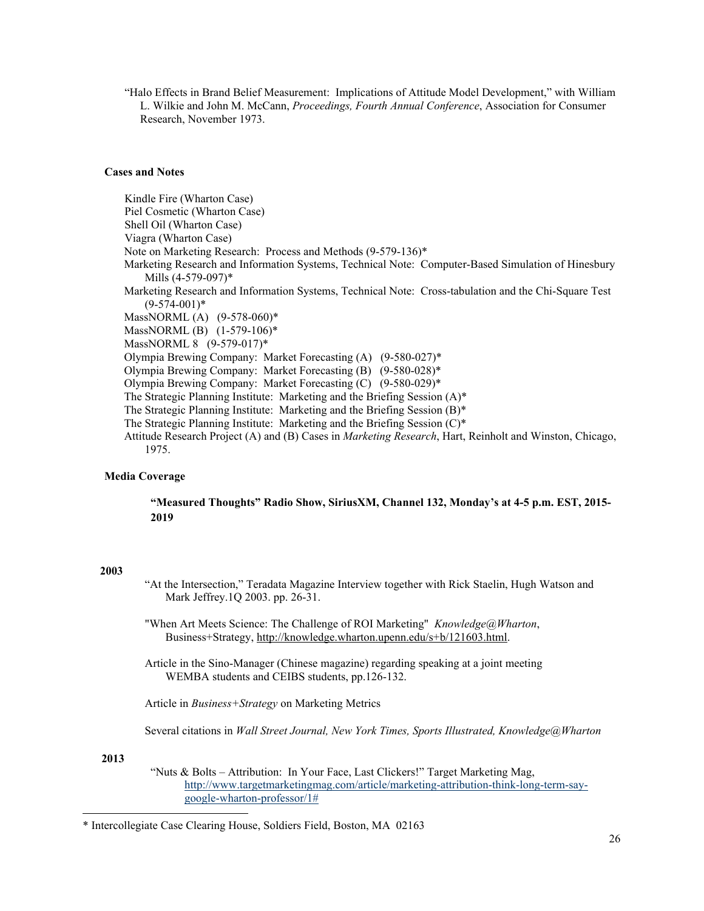"Halo Effects in Brand Belief Measurement: Implications of Attitude Model Development," with William L. Wilkie and John M. McCann, *Proceedings, Fourth Annual Conference*, Association for Consumer Research, November 1973.

**Cases and Notes**

Kindle Fire (Wharton Case)
Piel Cosmetic (Wharton Case)
Shell Oil (Wharton Case)
Viagra (Wharton Case)
Note on Marketing Research: Process and Methods (9-579-136)*
Marketing Research and Information Systems, Technical Note: Computer-Based Simulation of Hinesbury Mills (4-579-097)*
Marketing Research and Information Systems, Technical Note: Cross-tabulation and the Chi-Square Test (9-574-001)*
MassNORML (A) (9-578-060)*
MassNORML (B) (1-579-106)*
MassNORML 8 (9-579-017)*
Olympia Brewing Company: Market Forecasting (A) (9-580-027)*
Olympia Brewing Company: Market Forecasting (B) (9-580-028)*
Olympia Brewing Company: Market Forecasting (C) (9-580-029)*
The Strategic Planning Institute: Marketing and the Briefing Session (A)*
The Strategic Planning Institute: Marketing and the Briefing Session (B)*
The Strategic Planning Institute: Marketing and the Briefing Session (C)*
Attitude Research Project (A) and (B) Cases in *Marketing Research*, Hart, Reinholt and Winston, Chicago, 1975.

**Media Coverage**

**"Measured Thoughts" Radio Show, SiriusXM, Channel 132, Monday's at 4-5 p.m. EST, 2015-2019**

**2003**

"At the Intersection," Teradata Magazine Interview together with Rick Staelin, Hugh Watson and Mark Jeffrey.1Q 2003. pp. 26-31.

"When Art Meets Science: The Challenge of ROI Marketing" *Knowledge@Wharton*, Business+Strategy, http://knowledge.wharton.upenn.edu/s+b/121603.html.

Article in the Sino-Manager (Chinese magazine) regarding speaking at a joint meeting WEMBA students and CEIBS students, pp.126-132.

Article in *Business+Strategy* on Marketing Metrics

Several citations in *Wall Street Journal, New York Times, Sports Illustrated, Knowledge@Wharton*

**2013**

"Nuts & Bolts – Attribution: In Your Face, Last Clickers!" Target Marketing Mag, http://www.targetmarketingmag.com/article/marketing-attribution-think-long-term-say-google-wharton-professor/1#

---

* Intercollegiate Case Clearing House, Soldiers Field, Boston, MA 02163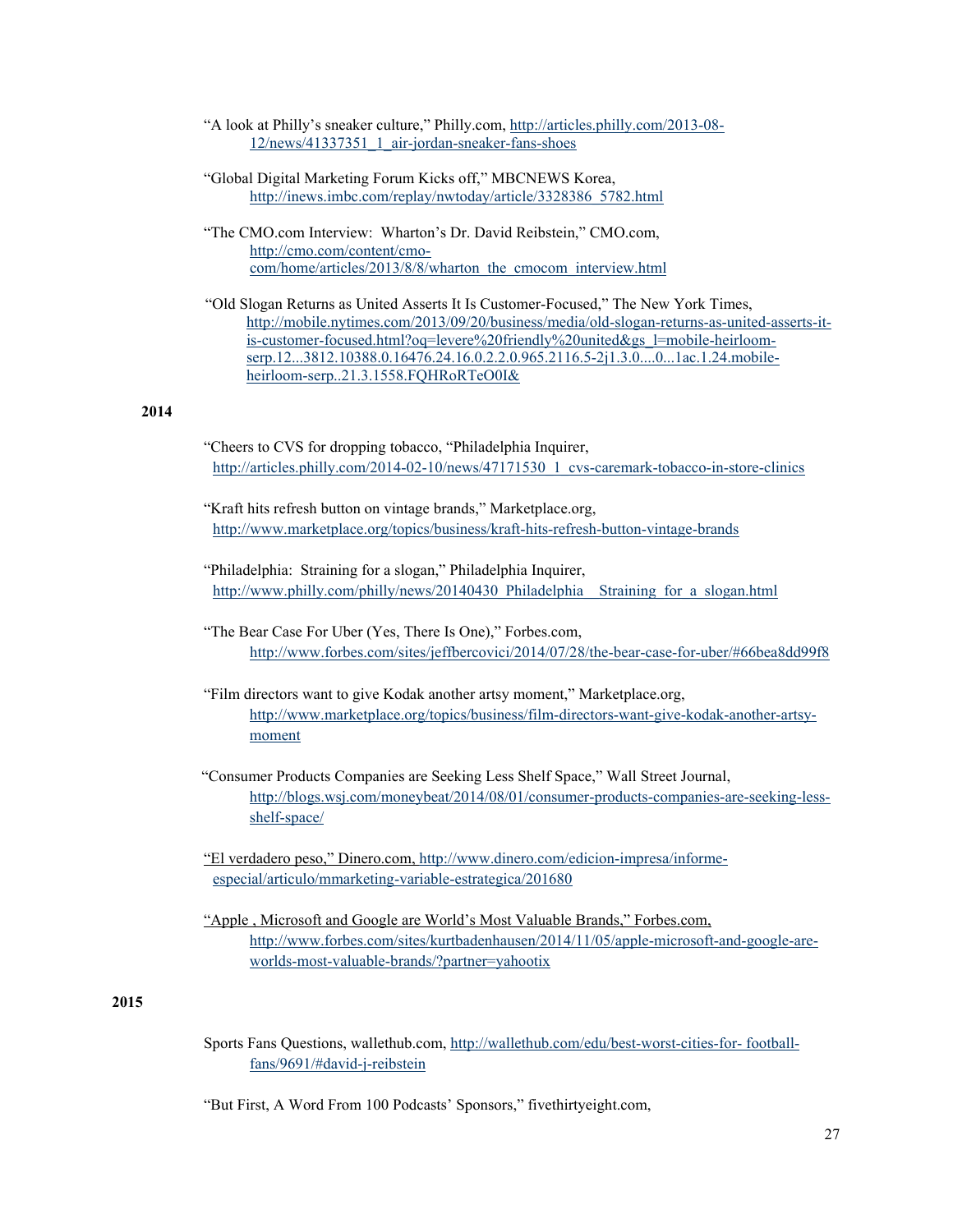"A look at Philly's sneaker culture," Philly.com, http://articles.philly.com/2013-08-12/news/41337351_1_air-jordan-sneaker-fans-shoes

"Global Digital Marketing Forum Kicks off," MBCNEWS Korea, http://inews.imbc.com/replay/nwtoday/article/3328386_5782.html

"The CMO.com Interview: Wharton's Dr. David Reibstein," CMO.com, http://cmo.com/content/cmo-com/home/articles/2013/8/8/wharton_the_cmocom_interview.html

"Old Slogan Returns as United Asserts It Is Customer-Focused," The New York Times, http://mobile.nytimes.com/2013/09/20/business/media/old-slogan-returns-as-united-asserts-it-is-customer-focused.html?oq=levere%20friendly%20united&gs_l=mobile-heirloom-serp.12...3812.10388.0.16476.24.16.0.2.2.0.965.2116.5-2j1.3.0....0...1ac.1.24.mobile-heirloom-serp..21.3.1558.FQHRoRTeO0I&

**2014**

"Cheers to CVS for dropping tobacco, "Philadelphia Inquirer, http://articles.philly.com/2014-02-10/news/47171530_1_cvs-caremark-tobacco-in-store-clinics

"Kraft hits refresh button on vintage brands," Marketplace.org, http://www.marketplace.org/topics/business/kraft-hits-refresh-button-vintage-brands

"Philadelphia: Straining for a slogan," Philadelphia Inquirer, http://www.philly.com/philly/news/20140430_Philadelphia__Straining_for_a_slogan.html

"The Bear Case For Uber (Yes, There Is One)," Forbes.com, http://www.forbes.com/sites/jeffbercovici/2014/07/28/the-bear-case-for-uber/#66bea8dd99f8

"Film directors want to give Kodak another artsy moment," Marketplace.org, http://www.marketplace.org/topics/business/film-directors-want-give-kodak-another-artsy-moment

"Consumer Products Companies are Seeking Less Shelf Space," Wall Street Journal, http://blogs.wsj.com/moneybeat/2014/08/01/consumer-products-companies-are-seeking-less-shelf-space/

"El verdadero peso," Dinero.com, http://www.dinero.com/edicion-impresa/informe-especial/articulo/mmarketing-variable-estrategica/201680

"Apple , Microsoft and Google are World's Most Valuable Brands," Forbes.com, http://www.forbes.com/sites/kurtbadenhausen/2014/11/05/apple-microsoft-and-google-are-worlds-most-valuable-brands/?partner=yahootix

**2015**

Sports Fans Questions, wallethub.com, http://wallethub.com/edu/best-worst-cities-for- football-fans/9691/#david-j-reibstein

"But First, A Word From 100 Podcasts' Sponsors," fivethirtyeight.com,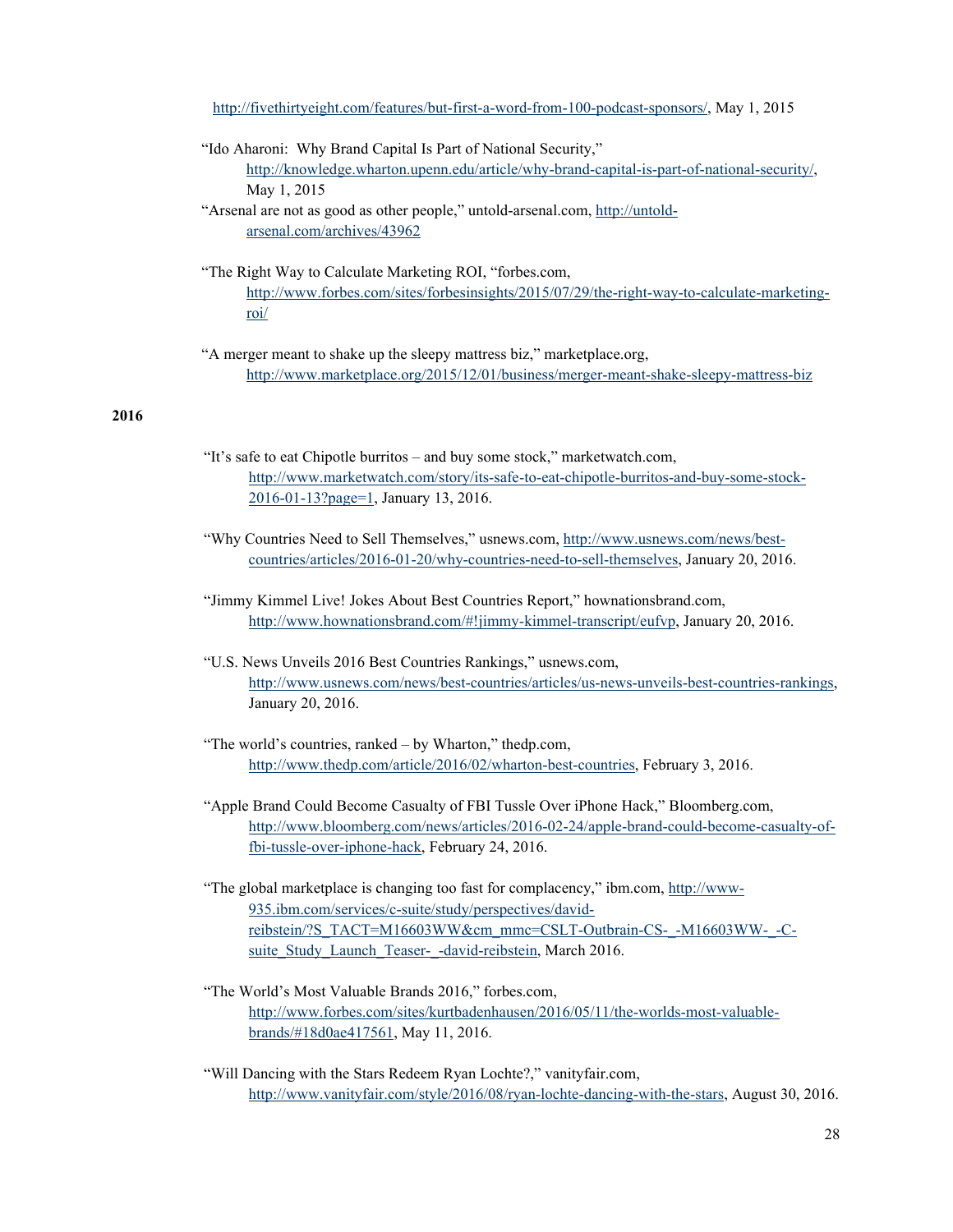http://fivethirtyeight.com/features/but-first-a-word-from-100-podcast-sponsors/, May 1, 2015

"Ido Aharoni: Why Brand Capital Is Part of National Security," http://knowledge.wharton.upenn.edu/article/why-brand-capital-is-part-of-national-security/, May 1, 2015

"Arsenal are not as good as other people," untold-arsenal.com, http://untold-arsenal.com/archives/43962

"The Right Way to Calculate Marketing ROI, "forbes.com, http://www.forbes.com/sites/forbesinsights/2015/07/29/the-right-way-to-calculate-marketing-roi/

"A merger meant to shake up the sleepy mattress biz," marketplace.org, http://www.marketplace.org/2015/12/01/business/merger-meant-shake-sleepy-mattress-biz

**2016**

"It's safe to eat Chipotle burritos – and buy some stock," marketwatch.com, http://www.marketwatch.com/story/its-safe-to-eat-chipotle-burritos-and-buy-some-stock-2016-01-13?page=1, January 13, 2016.

"Why Countries Need to Sell Themselves," usnews.com, http://www.usnews.com/news/best-countries/articles/2016-01-20/why-countries-need-to-sell-themselves, January 20, 2016.

"Jimmy Kimmel Live! Jokes About Best Countries Report," hownationsbrand.com, http://www.hownationsbrand.com/#!jimmy-kimmel-transcript/eufvp, January 20, 2016.

"U.S. News Unveils 2016 Best Countries Rankings," usnews.com, http://www.usnews.com/news/best-countries/articles/us-news-unveils-best-countries-rankings, January 20, 2016.

"The world's countries, ranked – by Wharton," thedp.com, http://www.thedp.com/article/2016/02/wharton-best-countries, February 3, 2016.

"Apple Brand Could Become Casualty of FBI Tussle Over iPhone Hack," Bloomberg.com, http://www.bloomberg.com/news/articles/2016-02-24/apple-brand-could-become-casualty-of-fbi-tussle-over-iphone-hack, February 24, 2016.

"The global marketplace is changing too fast for complacency," ibm.com, http://www-935.ibm.com/services/c-suite/study/perspectives/david-reibstein/?S_TACT=M16603WW&cm_mmc=CSLT-Outbrain-CS-_-M16603WW-_-C-suite_Study_Launch_Teaser-_-david-reibstein, March 2016.

"The World's Most Valuable Brands 2016," forbes.com, http://www.forbes.com/sites/kurtbadenhausen/2016/05/11/the-worlds-most-valuable-brands/#18d0ae417561, May 11, 2016.

"Will Dancing with the Stars Redeem Ryan Lochte?," vanityfair.com, http://www.vanityfair.com/style/2016/08/ryan-lochte-dancing-with-the-stars, August 30, 2016.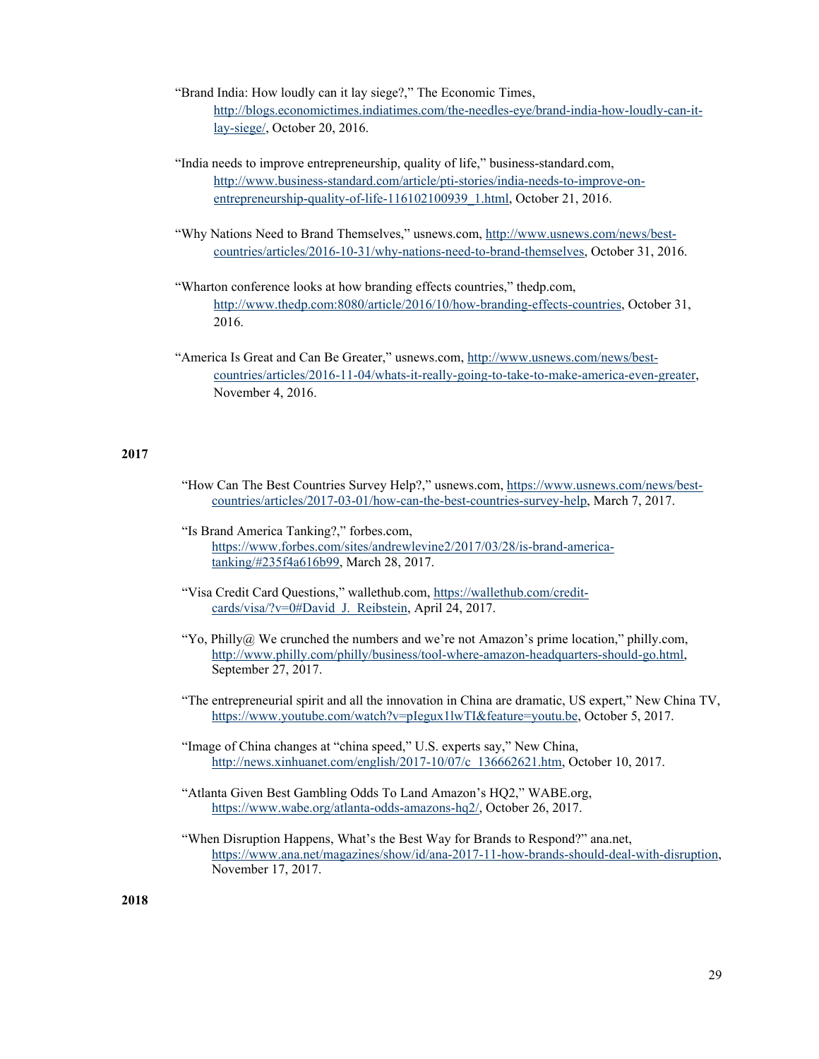"Brand India: How loudly can it lay siege?," The Economic Times, http://blogs.economictimes.indiatimes.com/the-needles-eye/brand-india-how-loudly-can-it-lay-siege/, October 20, 2016.

"India needs to improve entrepreneurship, quality of life," business-standard.com, http://www.business-standard.com/article/pti-stories/india-needs-to-improve-on-entrepreneurship-quality-of-life-116102100939_1.html, October 21, 2016.

"Why Nations Need to Brand Themselves," usnews.com, http://www.usnews.com/news/best-countries/articles/2016-10-31/why-nations-need-to-brand-themselves, October 31, 2016.

"Wharton conference looks at how branding effects countries," thedp.com, http://www.thedp.com:8080/article/2016/10/how-branding-effects-countries, October 31, 2016.

"America Is Great and Can Be Greater," usnews.com, http://www.usnews.com/news/best-countries/articles/2016-11-04/whats-it-really-going-to-take-to-make-america-even-greater, November 4, 2016.

**2017**

"How Can The Best Countries Survey Help?," usnews.com, https://www.usnews.com/news/best-countries/articles/2017-03-01/how-can-the-best-countries-survey-help, March 7, 2017.

"Is Brand America Tanking?," forbes.com, https://www.forbes.com/sites/andrewlevine2/2017/03/28/is-brand-america-tanking/#235f4a616b99, March 28, 2017.

"Visa Credit Card Questions," wallethub.com, https://wallethub.com/credit-cards/visa/?v=0#David_J._Reibstein, April 24, 2017.

"Yo, Philly@ We crunched the numbers and we're not Amazon's prime location," philly.com, http://www.philly.com/philly/business/tool-where-amazon-headquarters-should-go.html, September 27, 2017.

"The entrepreneurial spirit and all the innovation in China are dramatic, US expert," New China TV, https://www.youtube.com/watch?v=pIegux1lwTI&feature=youtu.be, October 5, 2017.

"Image of China changes at "china speed," U.S. experts say," New China, http://news.xinhuanet.com/english/2017-10/07/c_136662621.htm, October 10, 2017.

"Atlanta Given Best Gambling Odds To Land Amazon's HQ2," WABE.org, https://www.wabe.org/atlanta-odds-amazons-hq2/, October 26, 2017.

"When Disruption Happens, What's the Best Way for Brands to Respond?" ana.net, https://www.ana.net/magazines/show/id/ana-2017-11-how-brands-should-deal-with-disruption, November 17, 2017.

**2018**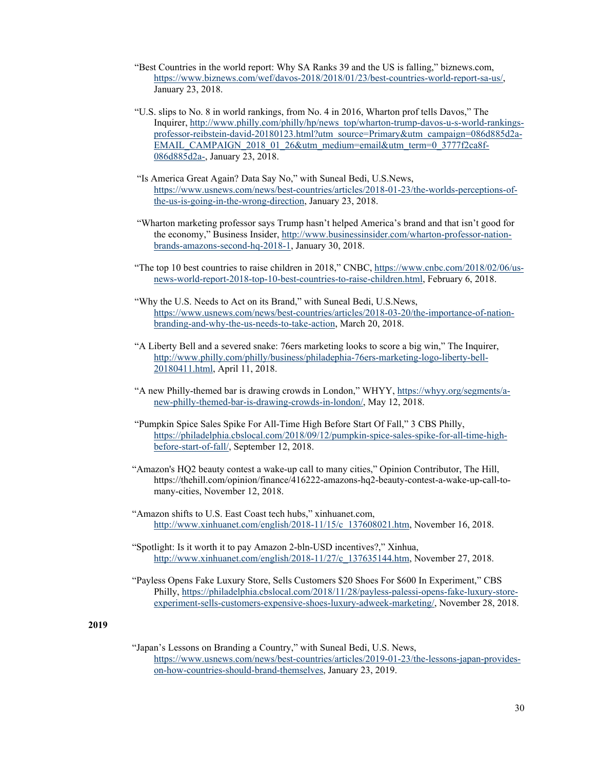"Best Countries in the world report: Why SA Ranks 39 and the US is falling," biznews.com, https://www.biznews.com/wef/davos-2018/2018/01/23/best-countries-world-report-sa-us/, January 23, 2018.

"U.S. slips to No. 8 in world rankings, from No. 4 in 2016, Wharton prof tells Davos," The Inquirer, http://www.philly.com/philly/hp/news_top/wharton-trump-davos-u-s-world-rankings-professor-reibstein-david-20180123.html?utm_source=Primary&utm_campaign=086d885d2a-EMAIL_CAMPAIGN_2018_01_26&utm_medium=email&utm_term=0_3777f2ca8f-086d885d2a-, January 23, 2018.

"Is America Great Again? Data Say No," with Suneal Bedi, U.S.News, https://www.usnews.com/news/best-countries/articles/2018-01-23/the-worlds-perceptions-of-the-us-is-going-in-the-wrong-direction, January 23, 2018.

"Wharton marketing professor says Trump hasn't helped America's brand and that isn't good for the economy," Business Insider, http://www.businessinsider.com/wharton-professor-nation-brands-amazons-second-hq-2018-1, January 30, 2018.

"The top 10 best countries to raise children in 2018," CNBC, https://www.cnbc.com/2018/02/06/us-news-world-report-2018-top-10-best-countries-to-raise-children.html, February 6, 2018.

"Why the U.S. Needs to Act on its Brand," with Suneal Bedi, U.S.News, https://www.usnews.com/news/best-countries/articles/2018-03-20/the-importance-of-nation-branding-and-why-the-us-needs-to-take-action, March 20, 2018.

"A Liberty Bell and a severed snake: 76ers marketing looks to score a big win," The Inquirer, http://www.philly.com/philly/business/philadephia-76ers-marketing-logo-liberty-bell-20180411.html, April 11, 2018.

"A new Philly-themed bar is drawing crowds in London," WHYY, https://whyy.org/segments/a-new-philly-themed-bar-is-drawing-crowds-in-london/, May 12, 2018.

"Pumpkin Spice Sales Spike For All-Time High Before Start Of Fall," 3 CBS Philly, https://philadelphia.cbslocal.com/2018/09/12/pumpkin-spice-sales-spike-for-all-time-high-before-start-of-fall/, September 12, 2018.

"Amazon's HQ2 beauty contest a wake-up call to many cities," Opinion Contributor, The Hill, https://thehill.com/opinion/finance/416222-amazons-hq2-beauty-contest-a-wake-up-call-to-many-cities, November 12, 2018.

"Amazon shifts to U.S. East Coast tech hubs," xinhuanet.com, http://www.xinhuanet.com/english/2018-11/15/c_137608021.htm, November 16, 2018.

"Spotlight: Is it worth it to pay Amazon 2-bln-USD incentives?," Xinhua, http://www.xinhuanet.com/english/2018-11/27/c_137635144.htm, November 27, 2018.

"Payless Opens Fake Luxury Store, Sells Customers $20 Shoes For $600 In Experiment," CBS Philly, https://philadelphia.cbslocal.com/2018/11/28/payless-palessi-opens-fake-luxury-store-experiment-sells-customers-expensive-shoes-luxury-adweek-marketing/, November 28, 2018.

**2019**

"Japan's Lessons on Branding a Country," with Suneal Bedi, U.S. News, https://www.usnews.com/news/best-countries/articles/2019-01-23/the-lessons-japan-provides-on-how-countries-should-brand-themselves, January 23, 2019.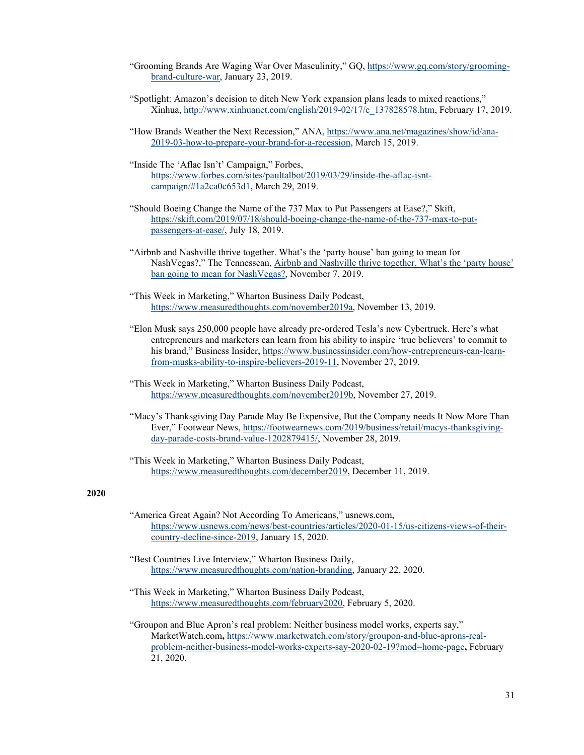"Grooming Brands Are Waging War Over Masculinity," GQ, https://www.gq.com/story/grooming-brand-culture-war, January 23, 2019.

"Spotlight: Amazon's decision to ditch New York expansion plans leads to mixed reactions," Xinhua, http://www.xinhuanet.com/english/2019-02/17/c_137828578.htm, February 17, 2019.

"How Brands Weather the Next Recession," ANA, https://www.ana.net/magazines/show/id/ana-2019-03-how-to-prepare-your-brand-for-a-recession, March 15, 2019.

"Inside The 'Aflac Isn't' Campaign," Forbes, https://www.forbes.com/sites/paultalbot/2019/03/29/inside-the-aflac-isnt-campaign/#1a2ca0c653d1, March 29, 2019.

"Should Boeing Change the Name of the 737 Max to Put Passengers at Ease?," Skift, https://skift.com/2019/07/18/should-boeing-change-the-name-of-the-737-max-to-put-passengers-at-ease/, July 18, 2019.

"Airbnb and Nashville thrive together. What's the 'party house' ban going to mean for NashVegas?," The Tennessean, Airbnb and Nashville thrive together. What's the 'party house' ban going to mean for NashVegas?, November 7, 2019.

"This Week in Marketing," Wharton Business Daily Podcast, https://www.measuredthoughts.com/november2019a, November 13, 2019.

"Elon Musk says 250,000 people have already pre-ordered Tesla's new Cybertruck. Here's what entrepreneurs and marketers can learn from his ability to inspire 'true believers' to commit to his brand," Business Insider, https://www.businessinsider.com/how-entrepreneurs-can-learn-from-musks-ability-to-inspire-believers-2019-11, November 27, 2019.

"This Week in Marketing," Wharton Business Daily Podcast, https://www.measuredthoughts.com/november2019b, November 27, 2019.

"Macy's Thanksgiving Day Parade May Be Expensive, But the Company needs It Now More Than Ever," Footwear News, https://footwearnews.com/2019/business/retail/macys-thanksgiving-day-parade-costs-brand-value-1202879415/, November 28, 2019.

"This Week in Marketing," Wharton Business Daily Podcast, https://www.measuredthoughts.com/december2019, December 11, 2019.

**2020**

"America Great Again? Not According To Americans," usnews.com, https://www.usnews.com/news/best-countries/articles/2020-01-15/us-citizens-views-of-their-country-decline-since-2019, January 15, 2020.

"Best Countries Live Interview," Wharton Business Daily, https://www.measuredthoughts.com/nation-branding, January 22, 2020.

"This Week in Marketing," Wharton Business Daily Podcast, https://www.measuredthoughts.com/february2020, February 5, 2020.

"Groupon and Blue Apron's real problem: Neither business model works, experts say," MarketWatch.com**,** https://www.marketwatch.com/story/groupon-and-blue-aprons-real-problem-neither-business-model-works-experts-say-2020-02-19?mod=home-page**,** February 21, 2020.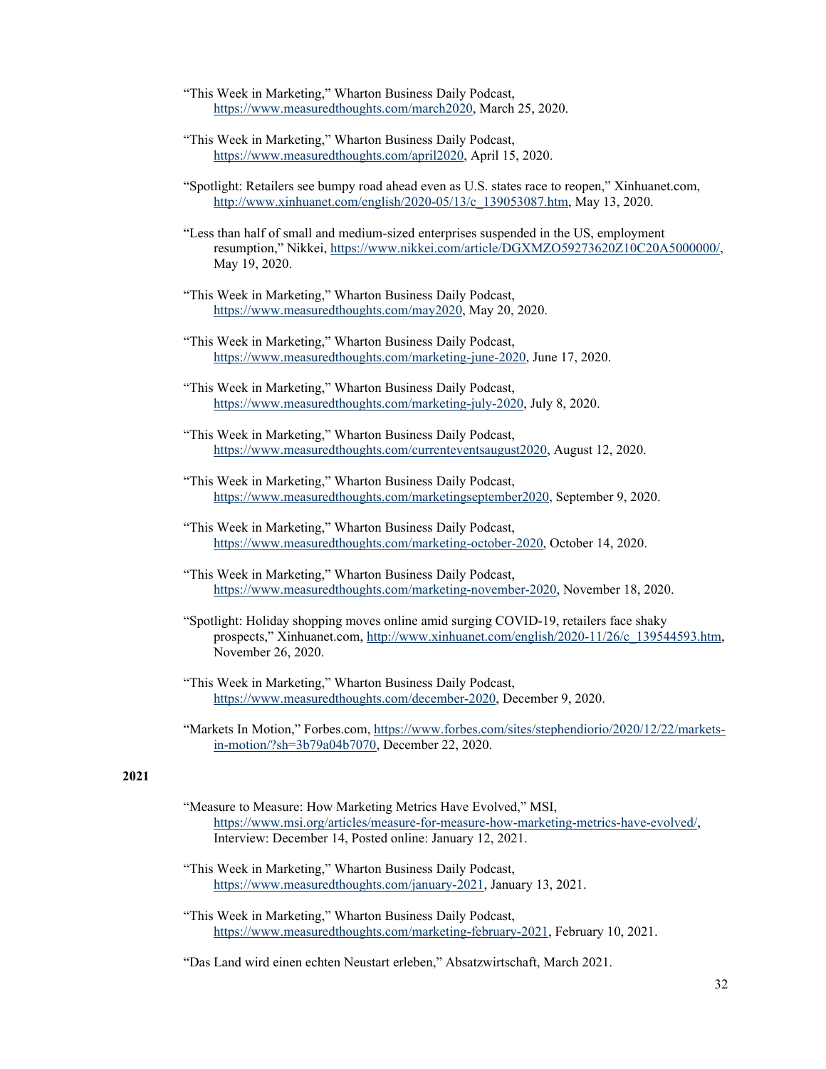"This Week in Marketing," Wharton Business Daily Podcast, https://www.measuredthoughts.com/march2020, March 25, 2020.

"This Week in Marketing," Wharton Business Daily Podcast, https://www.measuredthoughts.com/april2020, April 15, 2020.

"Spotlight: Retailers see bumpy road ahead even as U.S. states race to reopen," Xinhuanet.com, http://www.xinhuanet.com/english/2020-05/13/c_139053087.htm, May 13, 2020.

"Less than half of small and medium-sized enterprises suspended in the US, employment resumption," Nikkei, https://www.nikkei.com/article/DGXMZO59273620Z10C20A5000000/, May 19, 2020.

"This Week in Marketing," Wharton Business Daily Podcast, https://www.measuredthoughts.com/may2020, May 20, 2020.

"This Week in Marketing," Wharton Business Daily Podcast, https://www.measuredthoughts.com/marketing-june-2020, June 17, 2020.

"This Week in Marketing," Wharton Business Daily Podcast, https://www.measuredthoughts.com/marketing-july-2020, July 8, 2020.

"This Week in Marketing," Wharton Business Daily Podcast, https://www.measuredthoughts.com/currenteventsaugust2020, August 12, 2020.

"This Week in Marketing," Wharton Business Daily Podcast, https://www.measuredthoughts.com/marketingseptember2020, September 9, 2020.

"This Week in Marketing," Wharton Business Daily Podcast, https://www.measuredthoughts.com/marketing-october-2020, October 14, 2020.

"This Week in Marketing," Wharton Business Daily Podcast, https://www.measuredthoughts.com/marketing-november-2020, November 18, 2020.

"Spotlight: Holiday shopping moves online amid surging COVID-19, retailers face shaky prospects," Xinhuanet.com, http://www.xinhuanet.com/english/2020-11/26/c_139544593.htm, November 26, 2020.

"This Week in Marketing," Wharton Business Daily Podcast, https://www.measuredthoughts.com/december-2020, December 9, 2020.

"Markets In Motion," Forbes.com, https://www.forbes.com/sites/stephendiorio/2020/12/22/markets-in-motion/?sh=3b79a04b7070, December 22, 2020.

**2021**

"Measure to Measure: How Marketing Metrics Have Evolved," MSI, https://www.msi.org/articles/measure-for-measure-how-marketing-metrics-have-evolved/, Interview: December 14, Posted online: January 12, 2021.

"This Week in Marketing," Wharton Business Daily Podcast, https://www.measuredthoughts.com/january-2021, January 13, 2021.

"This Week in Marketing," Wharton Business Daily Podcast, https://www.measuredthoughts.com/marketing-february-2021, February 10, 2021.

"Das Land wird einen echten Neustart erleben," Absatzwirtschaft, March 2021.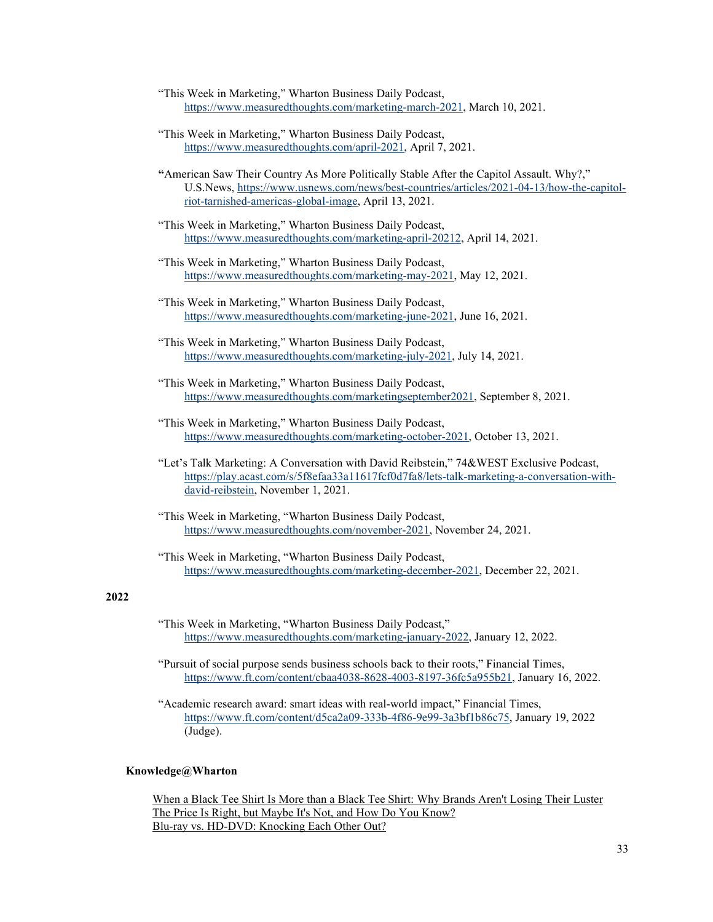"This Week in Marketing," Wharton Business Daily Podcast, https://www.measuredthoughts.com/marketing-march-2021, March 10, 2021.

"This Week in Marketing," Wharton Business Daily Podcast, https://www.measuredthoughts.com/april-2021, April 7, 2021.

**"**American Saw Their Country As More Politically Stable After the Capitol Assault. Why?," U.S.News, https://www.usnews.com/news/best-countries/articles/2021-04-13/how-the-capitol-riot-tarnished-americas-global-image, April 13, 2021.

"This Week in Marketing," Wharton Business Daily Podcast, https://www.measuredthoughts.com/marketing-april-20212, April 14, 2021.

"This Week in Marketing," Wharton Business Daily Podcast, https://www.measuredthoughts.com/marketing-may-2021, May 12, 2021.

"This Week in Marketing," Wharton Business Daily Podcast, https://www.measuredthoughts.com/marketing-june-2021, June 16, 2021.

"This Week in Marketing," Wharton Business Daily Podcast, https://www.measuredthoughts.com/marketing-july-2021, July 14, 2021.

"This Week in Marketing," Wharton Business Daily Podcast, https://www.measuredthoughts.com/marketingseptember2021, September 8, 2021.

"This Week in Marketing," Wharton Business Daily Podcast, https://www.measuredthoughts.com/marketing-october-2021, October 13, 2021.

"Let's Talk Marketing: A Conversation with David Reibstein," 74&WEST Exclusive Podcast, https://play.acast.com/s/5f8efaa33a11617fcf0d7fa8/lets-talk-marketing-a-conversation-with-david-reibstein, November 1, 2021.

"This Week in Marketing, "Wharton Business Daily Podcast, https://www.measuredthoughts.com/november-2021, November 24, 2021.

"This Week in Marketing, "Wharton Business Daily Podcast, https://www.measuredthoughts.com/marketing-december-2021, December 22, 2021.

**2022**

"This Week in Marketing, "Wharton Business Daily Podcast," https://www.measuredthoughts.com/marketing-january-2022, January 12, 2022.

"Pursuit of social purpose sends business schools back to their roots," Financial Times, https://www.ft.com/content/cbaa4038-8628-4003-8197-36fc5a955b21, January 16, 2022.

"Academic research award: smart ideas with real-world impact," Financial Times, https://www.ft.com/content/d5ca2a09-333b-4f86-9e99-3a3bf1b86c75, January 19, 2022 (Judge).

**Knowledge@Wharton**

When a Black Tee Shirt Is More than a Black Tee Shirt: Why Brands Aren't Losing Their Luster
The Price Is Right, but Maybe It's Not, and How Do You Know?
Blu-ray vs. HD-DVD: Knocking Each Other Out?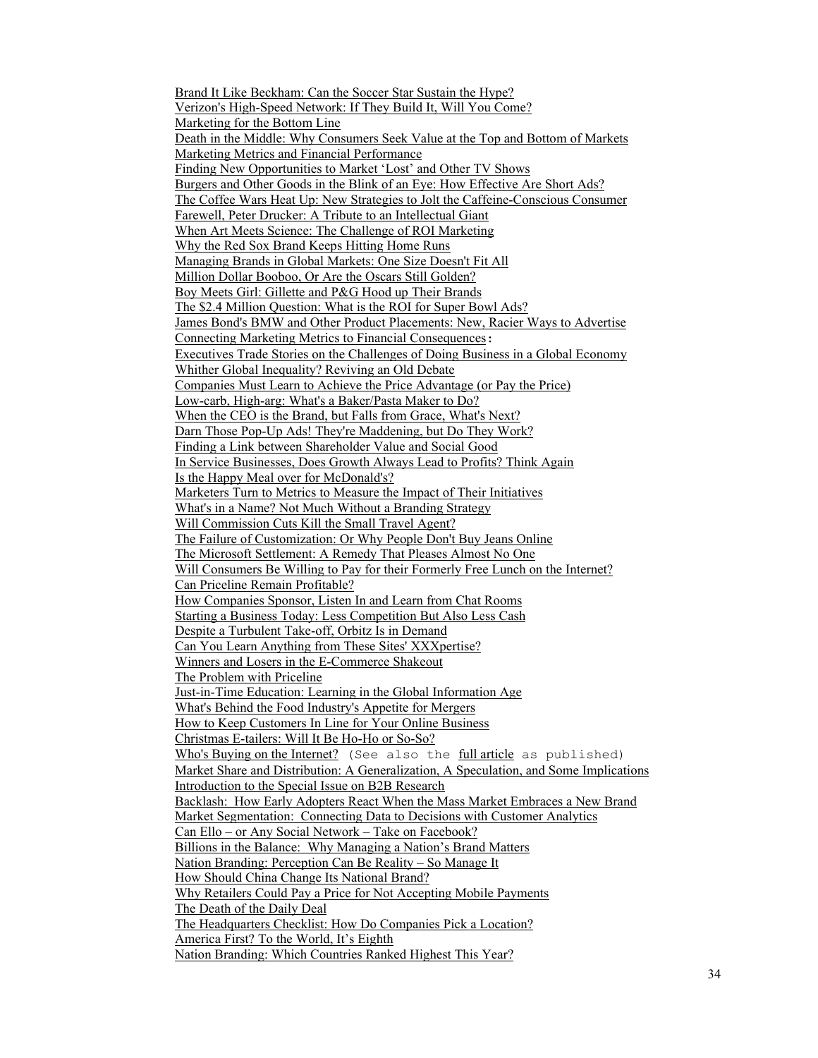Brand It Like Beckham: Can the Soccer Star Sustain the Hype?
Verizon's High-Speed Network: If They Build It, Will You Come?
Marketing for the Bottom Line
Death in the Middle: Why Consumers Seek Value at the Top and Bottom of Markets
Marketing Metrics and Financial Performance
Finding New Opportunities to Market 'Lost' and Other TV Shows
Burgers and Other Goods in the Blink of an Eye: How Effective Are Short Ads?
The Coffee Wars Heat Up: New Strategies to Jolt the Caffeine-Conscious Consumer
Farewell, Peter Drucker: A Tribute to an Intellectual Giant
When Art Meets Science: The Challenge of ROI Marketing
Why the Red Sox Brand Keeps Hitting Home Runs
Managing Brands in Global Markets: One Size Doesn't Fit All
Million Dollar Booboo, Or Are the Oscars Still Golden?
Boy Meets Girl: Gillette and P&G Hood up Their Brands
The $2.4 Million Question: What is the ROI for Super Bowl Ads?
James Bond's BMW and Other Product Placements: New, Racier Ways to Advertise
Connecting Marketing Metrics to Financial Consequences:
Executives Trade Stories on the Challenges of Doing Business in a Global Economy
Whither Global Inequality? Reviving an Old Debate
Companies Must Learn to Achieve the Price Advantage (or Pay the Price)
Low-carb, High-arg: What's a Baker/Pasta Maker to Do?
When the CEO is the Brand, but Falls from Grace, What's Next?
Darn Those Pop-Up Ads! They're Maddening, but Do They Work?
Finding a Link between Shareholder Value and Social Good
In Service Businesses, Does Growth Always Lead to Profits? Think Again
Is the Happy Meal over for McDonald's?
Marketers Turn to Metrics to Measure the Impact of Their Initiatives
What's in a Name? Not Much Without a Branding Strategy
Will Commission Cuts Kill the Small Travel Agent?
The Failure of Customization: Or Why People Don't Buy Jeans Online
The Microsoft Settlement: A Remedy That Pleases Almost No One
Will Consumers Be Willing to Pay for their Formerly Free Lunch on the Internet?
Can Priceline Remain Profitable?
How Companies Sponsor, Listen In and Learn from Chat Rooms
Starting a Business Today: Less Competition But Also Less Cash
Despite a Turbulent Take-off, Orbitz Is in Demand
Can You Learn Anything from These Sites' XXXpertise?
Winners and Losers in the E-Commerce Shakeout
The Problem with Priceline
Just-in-Time Education: Learning in the Global Information Age
What's Behind the Food Industry's Appetite for Mergers
How to Keep Customers In Line for Your Online Business
Christmas E-tailers: Will It Be Ho-Ho or So-So?
Who's Buying on the Internet? (See also the full article as published)
Market Share and Distribution: A Generalization, A Speculation, and Some Implications
Introduction to the Special Issue on B2B Research
Backlash: How Early Adopters React When the Mass Market Embraces a New Brand
Market Segmentation: Connecting Data to Decisions with Customer Analytics
Can Ello – or Any Social Network – Take on Facebook?
Billions in the Balance: Why Managing a Nation's Brand Matters
Nation Branding: Perception Can Be Reality – So Manage It
How Should China Change Its National Brand?
Why Retailers Could Pay a Price for Not Accepting Mobile Payments
The Death of the Daily Deal
The Headquarters Checklist: How Do Companies Pick a Location?
America First? To the World, It's Eighth
Nation Branding: Which Countries Ranked Highest This Year?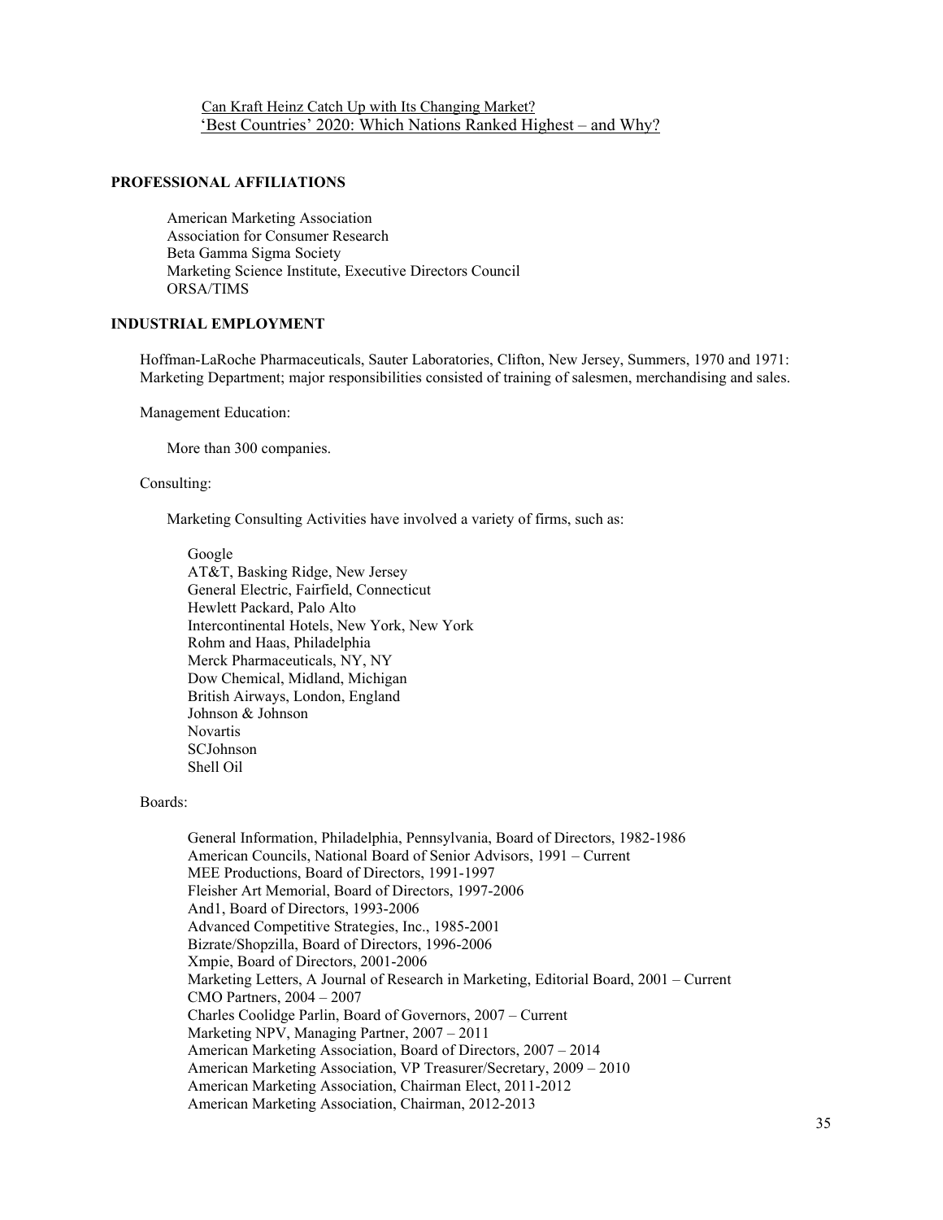Can Kraft Heinz Catch Up with Its Changing Market?
'Best Countries' 2020: Which Nations Ranked Highest – and Why?

## PROFESSIONAL AFFILIATIONS

American Marketing Association
Association for Consumer Research
Beta Gamma Sigma Society
Marketing Science Institute, Executive Directors Council
ORSA/TIMS

## INDUSTRIAL EMPLOYMENT

Hoffman-LaRoche Pharmaceuticals, Sauter Laboratories, Clifton, New Jersey, Summers, 1970 and 1971: Marketing Department; major responsibilities consisted of training of salesmen, merchandising and sales.

Management Education:

More than 300 companies.

Consulting:

Marketing Consulting Activities have involved a variety of firms, such as:

Google
AT&T, Basking Ridge, New Jersey
General Electric, Fairfield, Connecticut
Hewlett Packard, Palo Alto
Intercontinental Hotels, New York, New York
Rohm and Haas, Philadelphia
Merck Pharmaceuticals, NY, NY
Dow Chemical, Midland, Michigan
British Airways, London, England
Johnson & Johnson
Novartis
SCJohnson
Shell Oil

Boards:

General Information, Philadelphia, Pennsylvania, Board of Directors, 1982-1986
American Councils, National Board of Senior Advisors, 1991 – Current
MEE Productions, Board of Directors, 1991-1997
Fleisher Art Memorial, Board of Directors, 1997-2006
And1, Board of Directors, 1993-2006
Advanced Competitive Strategies, Inc., 1985-2001
Bizrate/Shopzilla, Board of Directors, 1996-2006
Xmpie, Board of Directors, 2001-2006
Marketing Letters, A Journal of Research in Marketing, Editorial Board, 2001 – Current
CMO Partners, 2004 – 2007
Charles Coolidge Parlin, Board of Governors, 2007 – Current
Marketing NPV, Managing Partner, 2007 – 2011
American Marketing Association, Board of Directors, 2007 – 2014
American Marketing Association, VP Treasurer/Secretary, 2009 – 2010
American Marketing Association, Chairman Elect, 2011-2012
American Marketing Association, Chairman, 2012-2013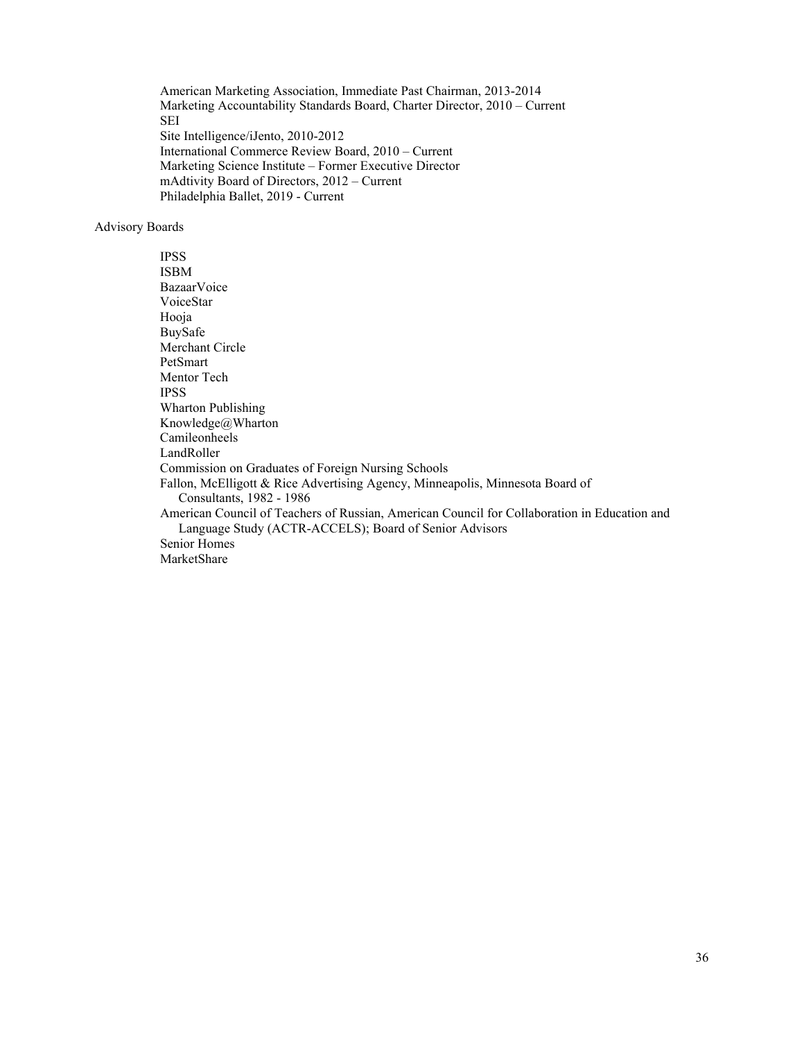American Marketing Association, Immediate Past Chairman, 2013-2014
Marketing Accountability Standards Board, Charter Director, 2010 – Current
SEI
Site Intelligence/iJento, 2010-2012
International Commerce Review Board, 2010 – Current
Marketing Science Institute – Former Executive Director
mAdtivity Board of Directors, 2012 – Current
Philadelphia Ballet, 2019 - Current

Advisory Boards

IPSS
ISBM
BazaarVoice
VoiceStar
Hooja
BuySafe
Merchant Circle
PetSmart
Mentor Tech
IPSS
Wharton Publishing
Knowledge@Wharton
Camileonheels
LandRoller
Commission on Graduates of Foreign Nursing Schools
Fallon, McElligott & Rice Advertising Agency, Minneapolis, Minnesota Board of Consultants, 1982 - 1986
American Council of Teachers of Russian, American Council for Collaboration in Education and Language Study (ACTR-ACCELS); Board of Senior Advisors
Senior Homes
MarketShare